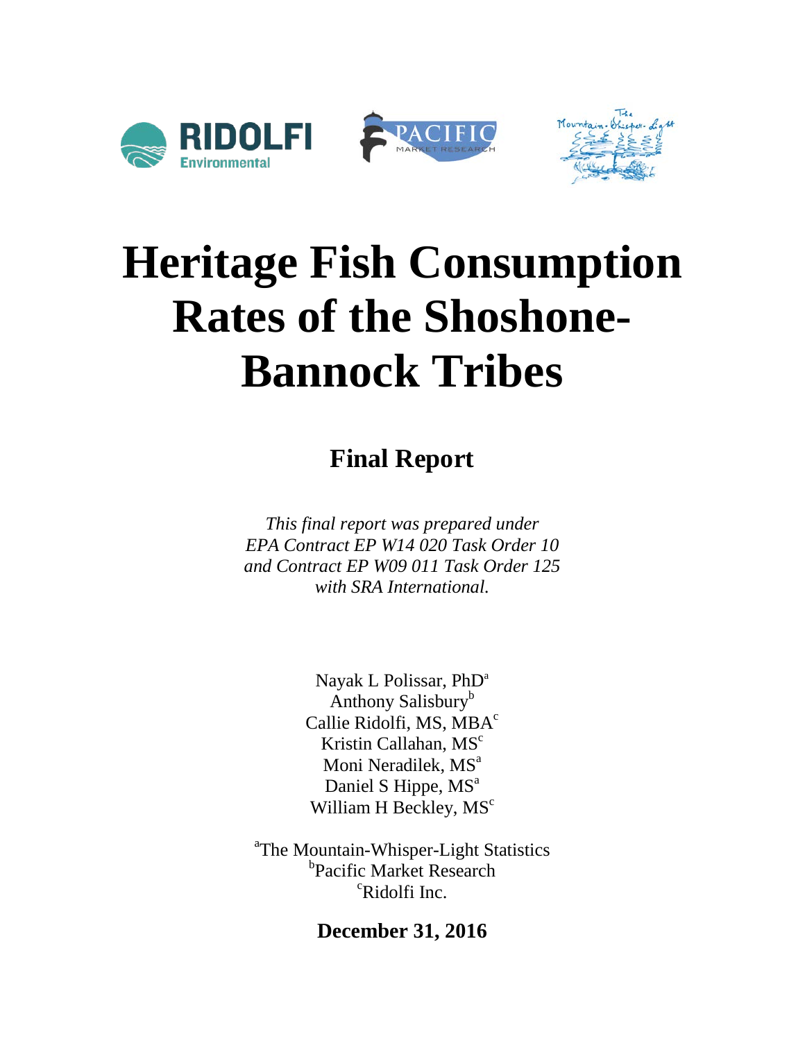# Heritage Fish Consumption Rates of the Shoshone-Bannock Tribes

## Final Report

*This final report was prepared under EPA Contract EP W14 020 Task Order 10 and Contract EP W09 011 Task Order 125 with SRA International.*

Nayak L Polissar, PhD[a]
Anthony Salisbury[b]
Callie Ridolfi, MS, MBA[c]
Kristin Callahan, MS[c]
Moni Neradilek, MS[a]
Daniel S Hippe, MS[a]
William H Beckley, MS[c]

[a]The Mountain-Whisper-Light Statistics
[b]Pacific Market Research
[c]Ridolfi Inc.

**December 31, 2016**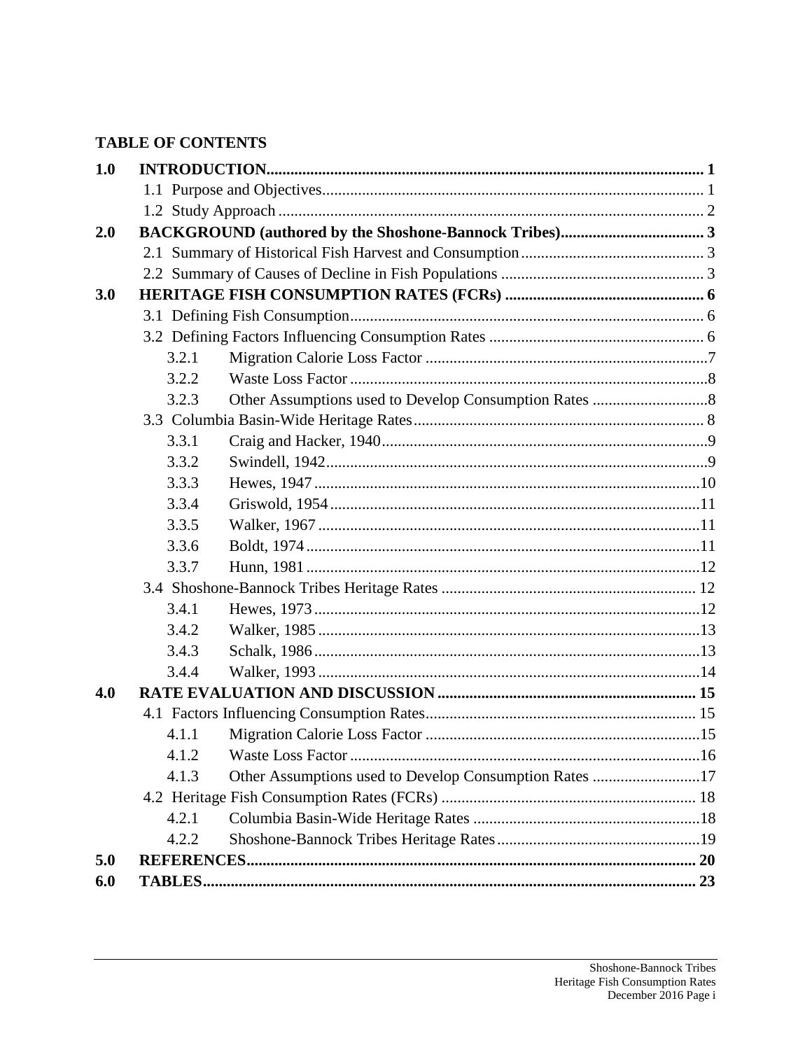# TABLE OF CONTENTS

| | | |
|---|---|---|
| **1.0** | **INTRODUCTION** | **1** |
| | 1.1 Purpose and Objectives | 1 |
| | 1.2 Study Approach | 2 |
| **2.0** | **BACKGROUND (authored by the Shoshone-Bannock Tribes)** | **3** |
| | 2.1 Summary of Historical Fish Harvest and Consumption | 3 |
| | 2.2 Summary of Causes of Decline in Fish Populations | 3 |
| **3.0** | **HERITAGE FISH CONSUMPTION RATES (FCRs)** | **6** |
| | 3.1 Defining Fish Consumption | 6 |
| | 3.2 Defining Factors Influencing Consumption Rates | 6 |
| | 3.2.1 Migration Calorie Loss Factor | 7 |
| | 3.2.2 Waste Loss Factor | 8 |
| | 3.2.3 Other Assumptions used to Develop Consumption Rates | 8 |
| | 3.3 Columbia Basin-Wide Heritage Rates | 8 |
| | 3.3.1 Craig and Hacker, 1940 | 9 |
| | 3.3.2 Swindell, 1942 | 9 |
| | 3.3.3 Hewes, 1947 | 10 |
| | 3.3.4 Griswold, 1954 | 11 |
| | 3.3.5 Walker, 1967 | 11 |
| | 3.3.6 Boldt, 1974 | 11 |
| | 3.3.7 Hunn, 1981 | 12 |
| | 3.4 Shoshone-Bannock Tribes Heritage Rates | 12 |
| | 3.4.1 Hewes, 1973 | 12 |
| | 3.4.2 Walker, 1985 | 13 |
| | 3.4.3 Schalk, 1986 | 13 |
| | 3.4.4 Walker, 1993 | 14 |
| **4.0** | **RATE EVALUATION AND DISCUSSION** | **15** |
| | 4.1 Factors Influencing Consumption Rates | 15 |
| | 4.1.1 Migration Calorie Loss Factor | 15 |
| | 4.1.2 Waste Loss Factor | 16 |
| | 4.1.3 Other Assumptions used to Develop Consumption Rates | 17 |
| | 4.2 Heritage Fish Consumption Rates (FCRs) | 18 |
| | 4.2.1 Columbia Basin-Wide Heritage Rates | 18 |
| | 4.2.2 Shoshone-Bannock Tribes Heritage Rates | 19 |
| **5.0** | **REFERENCES** | **20** |
| **6.0** | **TABLES** | **23** |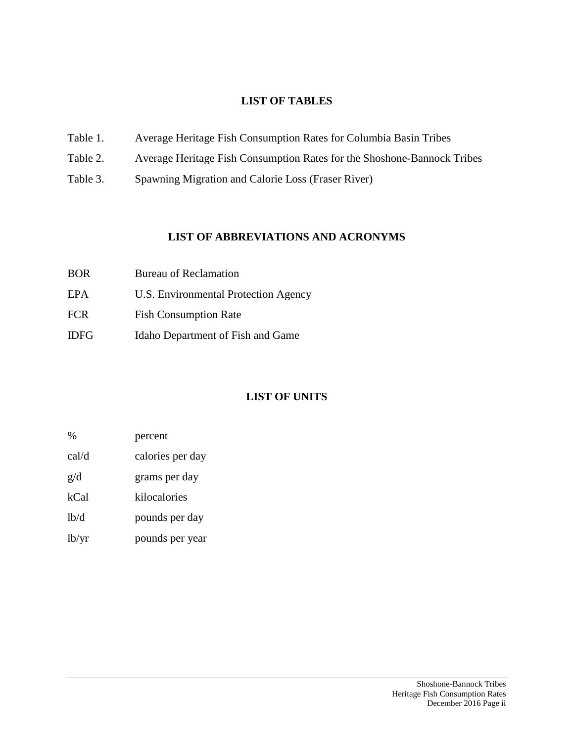## LIST OF TABLES

| | |
|---|---|
| Table 1. | Average Heritage Fish Consumption Rates for Columbia Basin Tribes |
| Table 2. | Average Heritage Fish Consumption Rates for the Shoshone-Bannock Tribes |
| Table 3. | Spawning Migration and Calorie Loss (Fraser River) |

## LIST OF ABBREVIATIONS AND ACRONYMS

| | |
|---|---|
| BOR | Bureau of Reclamation |
| EPA | U.S. Environmental Protection Agency |
| FCR | Fish Consumption Rate |
| IDFG | Idaho Department of Fish and Game |

## LIST OF UNITS

| | |
|---|---|
| % | percent |
| cal/d | calories per day |
| g/d | grams per day |
| kCal | kilocalories |
| lb/d | pounds per day |
| lb/yr | pounds per year |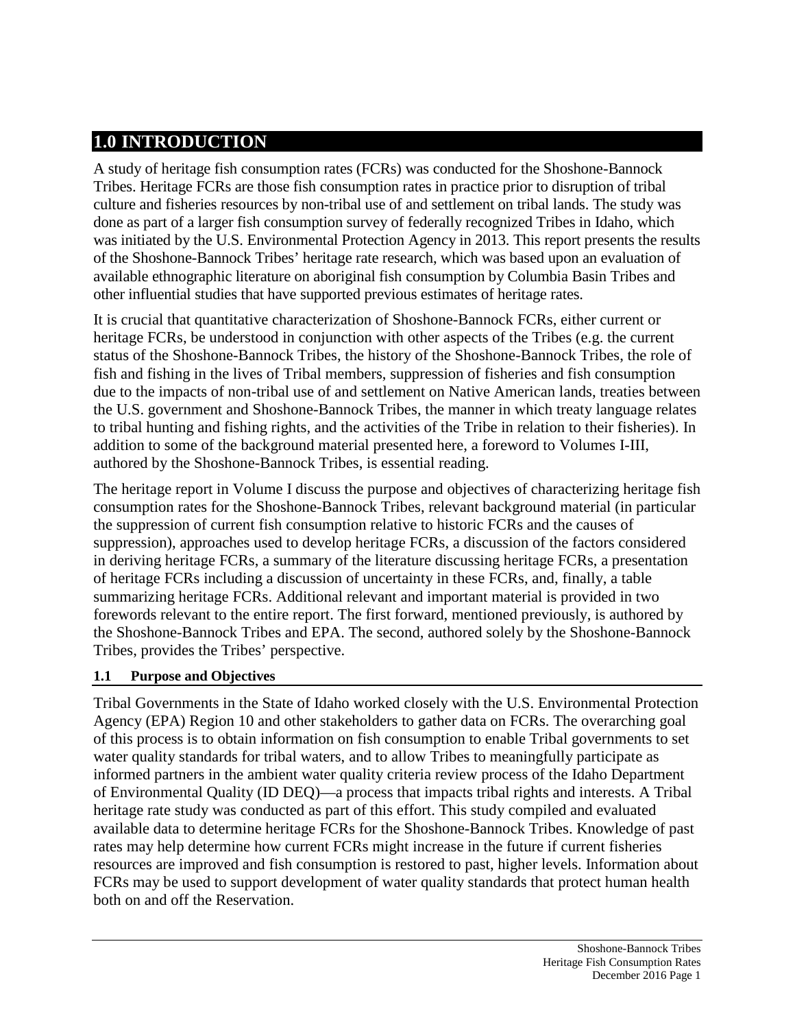# 1.0 INTRODUCTION

A study of heritage fish consumption rates (FCRs) was conducted for the Shoshone-Bannock Tribes. Heritage FCRs are those fish consumption rates in practice prior to disruption of tribal culture and fisheries resources by non-tribal use of and settlement on tribal lands. The study was done as part of a larger fish consumption survey of federally recognized Tribes in Idaho, which was initiated by the U.S. Environmental Protection Agency in 2013. This report presents the results of the Shoshone-Bannock Tribes' heritage rate research, which was based upon an evaluation of available ethnographic literature on aboriginal fish consumption by Columbia Basin Tribes and other influential studies that have supported previous estimates of heritage rates.

It is crucial that quantitative characterization of Shoshone-Bannock FCRs, either current or heritage FCRs, be understood in conjunction with other aspects of the Tribes (e.g. the current status of the Shoshone-Bannock Tribes, the history of the Shoshone-Bannock Tribes, the role of fish and fishing in the lives of Tribal members, suppression of fisheries and fish consumption due to the impacts of non-tribal use of and settlement on Native American lands, treaties between the U.S. government and Shoshone-Bannock Tribes, the manner in which treaty language relates to tribal hunting and fishing rights, and the activities of the Tribe in relation to their fisheries). In addition to some of the background material presented here, a foreword to Volumes I-III, authored by the Shoshone-Bannock Tribes, is essential reading.

The heritage report in Volume I discuss the purpose and objectives of characterizing heritage fish consumption rates for the Shoshone-Bannock Tribes, relevant background material (in particular the suppression of current fish consumption relative to historic FCRs and the causes of suppression), approaches used to develop heritage FCRs, a discussion of the factors considered in deriving heritage FCRs, a summary of the literature discussing heritage FCRs, a presentation of heritage FCRs including a discussion of uncertainty in these FCRs, and, finally, a table summarizing heritage FCRs. Additional relevant and important material is provided in two forewords relevant to the entire report. The first forward, mentioned previously, is authored by the Shoshone-Bannock Tribes and EPA. The second, authored solely by the Shoshone-Bannock Tribes, provides the Tribes' perspective.

### 1.1 Purpose and Objectives

Tribal Governments in the State of Idaho worked closely with the U.S. Environmental Protection Agency (EPA) Region 10 and other stakeholders to gather data on FCRs. The overarching goal of this process is to obtain information on fish consumption to enable Tribal governments to set water quality standards for tribal waters, and to allow Tribes to meaningfully participate as informed partners in the ambient water quality criteria review process of the Idaho Department of Environmental Quality (ID DEQ)—a process that impacts tribal rights and interests. A Tribal heritage rate study was conducted as part of this effort. This study compiled and evaluated available data to determine heritage FCRs for the Shoshone-Bannock Tribes. Knowledge of past rates may help determine how current FCRs might increase in the future if current fisheries resources are improved and fish consumption is restored to past, higher levels. Information about FCRs may be used to support development of water quality standards that protect human health both on and off the Reservation.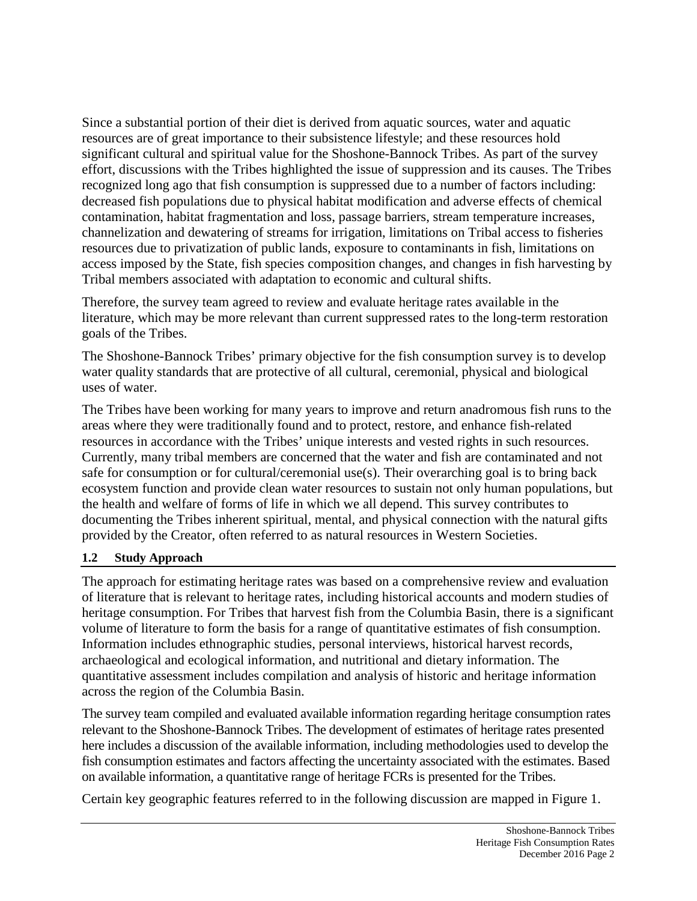Since a substantial portion of their diet is derived from aquatic sources, water and aquatic resources are of great importance to their subsistence lifestyle; and these resources hold significant cultural and spiritual value for the Shoshone-Bannock Tribes. As part of the survey effort, discussions with the Tribes highlighted the issue of suppression and its causes. The Tribes recognized long ago that fish consumption is suppressed due to a number of factors including: decreased fish populations due to physical habitat modification and adverse effects of chemical contamination, habitat fragmentation and loss, passage barriers, stream temperature increases, channelization and dewatering of streams for irrigation, limitations on Tribal access to fisheries resources due to privatization of public lands, exposure to contaminants in fish, limitations on access imposed by the State, fish species composition changes, and changes in fish harvesting by Tribal members associated with adaptation to economic and cultural shifts.

Therefore, the survey team agreed to review and evaluate heritage rates available in the literature, which may be more relevant than current suppressed rates to the long-term restoration goals of the Tribes.

The Shoshone-Bannock Tribes' primary objective for the fish consumption survey is to develop water quality standards that are protective of all cultural, ceremonial, physical and biological uses of water.

The Tribes have been working for many years to improve and return anadromous fish runs to the areas where they were traditionally found and to protect, restore, and enhance fish-related resources in accordance with the Tribes' unique interests and vested rights in such resources. Currently, many tribal members are concerned that the water and fish are contaminated and not safe for consumption or for cultural/ceremonial use(s). Their overarching goal is to bring back ecosystem function and provide clean water resources to sustain not only human populations, but the health and welfare of forms of life in which we all depend. This survey contributes to documenting the Tribes inherent spiritual, mental, and physical connection with the natural gifts provided by the Creator, often referred to as natural resources in Western Societies.

### 1.2 Study Approach

The approach for estimating heritage rates was based on a comprehensive review and evaluation of literature that is relevant to heritage rates, including historical accounts and modern studies of heritage consumption. For Tribes that harvest fish from the Columbia Basin, there is a significant volume of literature to form the basis for a range of quantitative estimates of fish consumption. Information includes ethnographic studies, personal interviews, historical harvest records, archaeological and ecological information, and nutritional and dietary information. The quantitative assessment includes compilation and analysis of historic and heritage information across the region of the Columbia Basin.

The survey team compiled and evaluated available information regarding heritage consumption rates relevant to the Shoshone-Bannock Tribes. The development of estimates of heritage rates presented here includes a discussion of the available information, including methodologies used to develop the fish consumption estimates and factors affecting the uncertainty associated with the estimates. Based on available information, a quantitative range of heritage FCRs is presented for the Tribes.

Certain key geographic features referred to in the following discussion are mapped in Figure 1.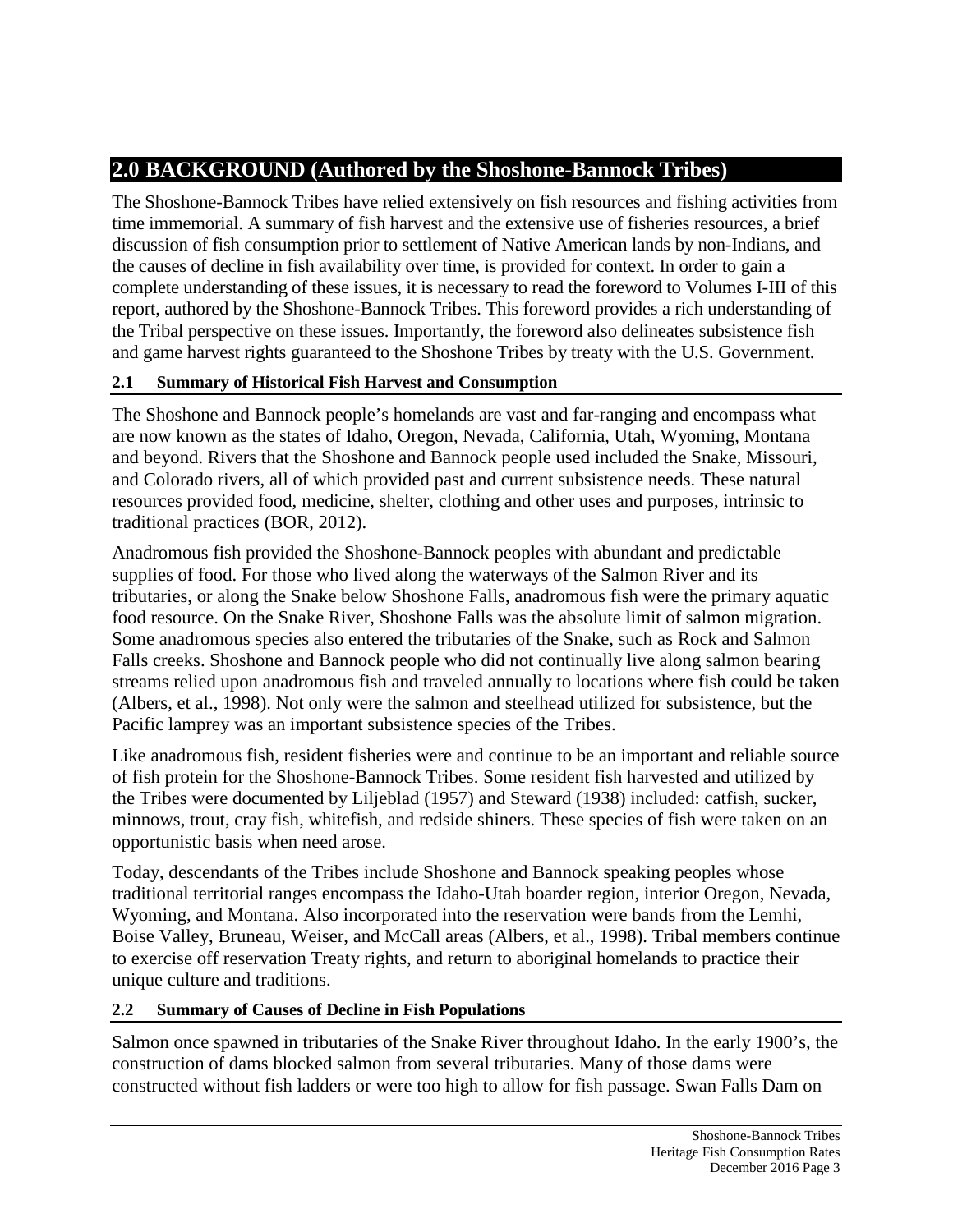## 2.0 BACKGROUND (Authored by the Shoshone-Bannock Tribes)

The Shoshone-Bannock Tribes have relied extensively on fish resources and fishing activities from time immemorial. A summary of fish harvest and the extensive use of fisheries resources, a brief discussion of fish consumption prior to settlement of Native American lands by non-Indians, and the causes of decline in fish availability over time, is provided for context. In order to gain a complete understanding of these issues, it is necessary to read the foreword to Volumes I-III of this report, authored by the Shoshone-Bannock Tribes. This foreword provides a rich understanding of the Tribal perspective on these issues. Importantly, the foreword also delineates subsistence fish and game harvest rights guaranteed to the Shoshone Tribes by treaty with the U.S. Government.

### 2.1 Summary of Historical Fish Harvest and Consumption

The Shoshone and Bannock people's homelands are vast and far-ranging and encompass what are now known as the states of Idaho, Oregon, Nevada, California, Utah, Wyoming, Montana and beyond. Rivers that the Shoshone and Bannock people used included the Snake, Missouri, and Colorado rivers, all of which provided past and current subsistence needs. These natural resources provided food, medicine, shelter, clothing and other uses and purposes, intrinsic to traditional practices (BOR, 2012).

Anadromous fish provided the Shoshone-Bannock peoples with abundant and predictable supplies of food. For those who lived along the waterways of the Salmon River and its tributaries, or along the Snake below Shoshone Falls, anadromous fish were the primary aquatic food resource. On the Snake River, Shoshone Falls was the absolute limit of salmon migration. Some anadromous species also entered the tributaries of the Snake, such as Rock and Salmon Falls creeks. Shoshone and Bannock people who did not continually live along salmon bearing streams relied upon anadromous fish and traveled annually to locations where fish could be taken (Albers, et al., 1998). Not only were the salmon and steelhead utilized for subsistence, but the Pacific lamprey was an important subsistence species of the Tribes.

Like anadromous fish, resident fisheries were and continue to be an important and reliable source of fish protein for the Shoshone-Bannock Tribes. Some resident fish harvested and utilized by the Tribes were documented by Liljeblad (1957) and Steward (1938) included: catfish, sucker, minnows, trout, cray fish, whitefish, and redside shiners. These species of fish were taken on an opportunistic basis when need arose.

Today, descendants of the Tribes include Shoshone and Bannock speaking peoples whose traditional territorial ranges encompass the Idaho-Utah boarder region, interior Oregon, Nevada, Wyoming, and Montana. Also incorporated into the reservation were bands from the Lemhi, Boise Valley, Bruneau, Weiser, and McCall areas (Albers, et al., 1998). Tribal members continue to exercise off reservation Treaty rights, and return to aboriginal homelands to practice their unique culture and traditions.

### 2.2 Summary of Causes of Decline in Fish Populations

Salmon once spawned in tributaries of the Snake River throughout Idaho. In the early 1900's, the construction of dams blocked salmon from several tributaries. Many of those dams were constructed without fish ladders or were too high to allow for fish passage. Swan Falls Dam on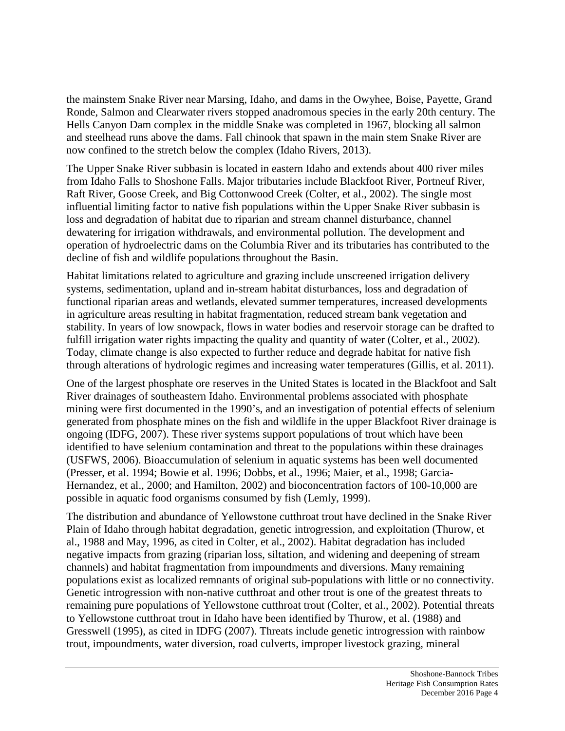the mainstem Snake River near Marsing, Idaho, and dams in the Owyhee, Boise, Payette, Grand Ronde, Salmon and Clearwater rivers stopped anadromous species in the early 20th century. The Hells Canyon Dam complex in the middle Snake was completed in 1967, blocking all salmon and steelhead runs above the dams. Fall chinook that spawn in the main stem Snake River are now confined to the stretch below the complex (Idaho Rivers, 2013).

The Upper Snake River subbasin is located in eastern Idaho and extends about 400 river miles from Idaho Falls to Shoshone Falls. Major tributaries include Blackfoot River, Portneuf River, Raft River, Goose Creek, and Big Cottonwood Creek (Colter, et al., 2002). The single most influential limiting factor to native fish populations within the Upper Snake River subbasin is loss and degradation of habitat due to riparian and stream channel disturbance, channel dewatering for irrigation withdrawals, and environmental pollution. The development and operation of hydroelectric dams on the Columbia River and its tributaries has contributed to the decline of fish and wildlife populations throughout the Basin.

Habitat limitations related to agriculture and grazing include unscreened irrigation delivery systems, sedimentation, upland and in-stream habitat disturbances, loss and degradation of functional riparian areas and wetlands, elevated summer temperatures, increased developments in agriculture areas resulting in habitat fragmentation, reduced stream bank vegetation and stability. In years of low snowpack, flows in water bodies and reservoir storage can be drafted to fulfill irrigation water rights impacting the quality and quantity of water (Colter, et al., 2002). Today, climate change is also expected to further reduce and degrade habitat for native fish through alterations of hydrologic regimes and increasing water temperatures (Gillis, et al. 2011).

One of the largest phosphate ore reserves in the United States is located in the Blackfoot and Salt River drainages of southeastern Idaho. Environmental problems associated with phosphate mining were first documented in the 1990's, and an investigation of potential effects of selenium generated from phosphate mines on the fish and wildlife in the upper Blackfoot River drainage is ongoing (IDFG, 2007). These river systems support populations of trout which have been identified to have selenium contamination and threat to the populations within these drainages (USFWS, 2006). Bioaccumulation of selenium in aquatic systems has been well documented (Presser, et al. 1994; Bowie et al. 1996; Dobbs, et al., 1996; Maier, et al., 1998; Garcia-Hernandez, et al., 2000; and Hamilton, 2002) and bioconcentration factors of 100-10,000 are possible in aquatic food organisms consumed by fish (Lemly, 1999).

The distribution and abundance of Yellowstone cutthroat trout have declined in the Snake River Plain of Idaho through habitat degradation, genetic introgression, and exploitation (Thurow, et al., 1988 and May, 1996, as cited in Colter, et al., 2002). Habitat degradation has included negative impacts from grazing (riparian loss, siltation, and widening and deepening of stream channels) and habitat fragmentation from impoundments and diversions. Many remaining populations exist as localized remnants of original sub-populations with little or no connectivity. Genetic introgression with non-native cutthroat and other trout is one of the greatest threats to remaining pure populations of Yellowstone cutthroat trout (Colter, et al., 2002). Potential threats to Yellowstone cutthroat trout in Idaho have been identified by Thurow, et al. (1988) and Gresswell (1995), as cited in IDFG (2007). Threats include genetic introgression with rainbow trout, impoundments, water diversion, road culverts, improper livestock grazing, mineral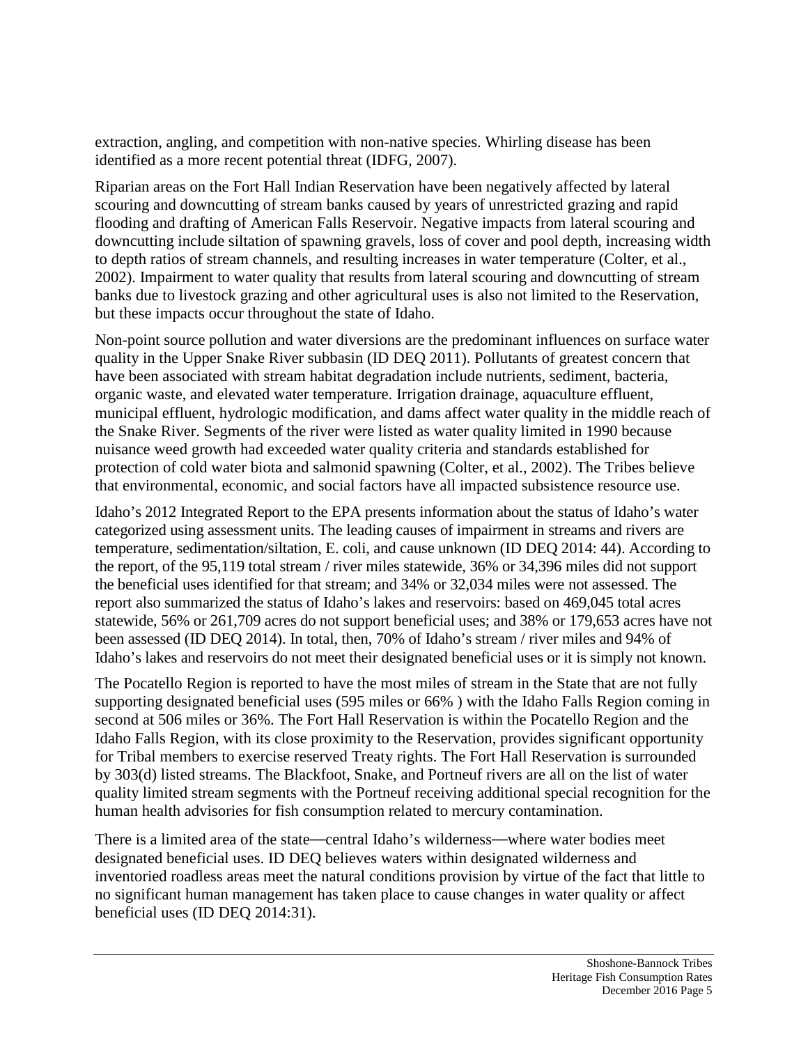extraction, angling, and competition with non-native species. Whirling disease has been identified as a more recent potential threat (IDFG, 2007).

Riparian areas on the Fort Hall Indian Reservation have been negatively affected by lateral scouring and downcutting of stream banks caused by years of unrestricted grazing and rapid flooding and drafting of American Falls Reservoir. Negative impacts from lateral scouring and downcutting include siltation of spawning gravels, loss of cover and pool depth, increasing width to depth ratios of stream channels, and resulting increases in water temperature (Colter, et al., 2002). Impairment to water quality that results from lateral scouring and downcutting of stream banks due to livestock grazing and other agricultural uses is also not limited to the Reservation, but these impacts occur throughout the state of Idaho.

Non-point source pollution and water diversions are the predominant influences on surface water quality in the Upper Snake River subbasin (ID DEQ 2011). Pollutants of greatest concern that have been associated with stream habitat degradation include nutrients, sediment, bacteria, organic waste, and elevated water temperature. Irrigation drainage, aquaculture effluent, municipal effluent, hydrologic modification, and dams affect water quality in the middle reach of the Snake River. Segments of the river were listed as water quality limited in 1990 because nuisance weed growth had exceeded water quality criteria and standards established for protection of cold water biota and salmonid spawning (Colter, et al., 2002). The Tribes believe that environmental, economic, and social factors have all impacted subsistence resource use.

Idaho's 2012 Integrated Report to the EPA presents information about the status of Idaho's water categorized using assessment units. The leading causes of impairment in streams and rivers are temperature, sedimentation/siltation, E. coli, and cause unknown (ID DEQ 2014: 44). According to the report, of the 95,119 total stream / river miles statewide, 36% or 34,396 miles did not support the beneficial uses identified for that stream; and 34% or 32,034 miles were not assessed. The report also summarized the status of Idaho's lakes and reservoirs: based on 469,045 total acres statewide, 56% or 261,709 acres do not support beneficial uses; and 38% or 179,653 acres have not been assessed (ID DEQ 2014). In total, then, 70% of Idaho's stream / river miles and 94% of Idaho's lakes and reservoirs do not meet their designated beneficial uses or it is simply not known.

The Pocatello Region is reported to have the most miles of stream in the State that are not fully supporting designated beneficial uses (595 miles or 66% ) with the Idaho Falls Region coming in second at 506 miles or 36%. The Fort Hall Reservation is within the Pocatello Region and the Idaho Falls Region, with its close proximity to the Reservation, provides significant opportunity for Tribal members to exercise reserved Treaty rights. The Fort Hall Reservation is surrounded by 303(d) listed streams. The Blackfoot, Snake, and Portneuf rivers are all on the list of water quality limited stream segments with the Portneuf receiving additional special recognition for the human health advisories for fish consumption related to mercury contamination.

There is a limited area of the state—central Idaho's wilderness—where water bodies meet designated beneficial uses. ID DEQ believes waters within designated wilderness and inventoried roadless areas meet the natural conditions provision by virtue of the fact that little to no significant human management has taken place to cause changes in water quality or affect beneficial uses (ID DEQ 2014:31).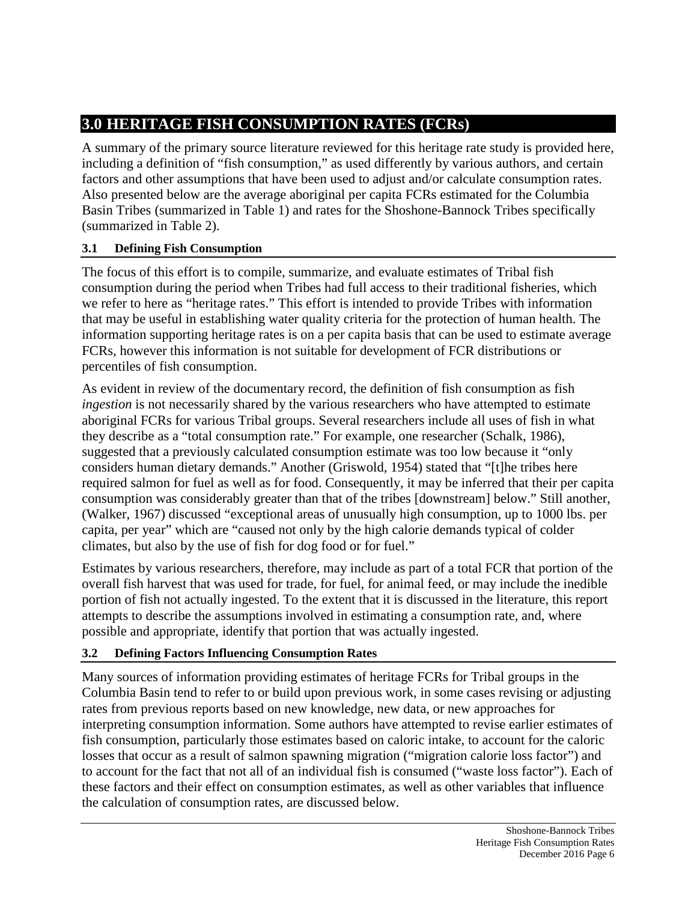# 3.0 HERITAGE FISH CONSUMPTION RATES (FCRs)

A summary of the primary source literature reviewed for this heritage rate study is provided here, including a definition of "fish consumption," as used differently by various authors, and certain factors and other assumptions that have been used to adjust and/or calculate consumption rates. Also presented below are the average aboriginal per capita FCRs estimated for the Columbia Basin Tribes (summarized in Table 1) and rates for the Shoshone-Bannock Tribes specifically (summarized in Table 2).

## 3.1 Defining Fish Consumption

The focus of this effort is to compile, summarize, and evaluate estimates of Tribal fish consumption during the period when Tribes had full access to their traditional fisheries, which we refer to here as "heritage rates." This effort is intended to provide Tribes with information that may be useful in establishing water quality criteria for the protection of human health. The information supporting heritage rates is on a per capita basis that can be used to estimate average FCRs, however this information is not suitable for development of FCR distributions or percentiles of fish consumption.

As evident in review of the documentary record, the definition of fish consumption as fish *ingestion* is not necessarily shared by the various researchers who have attempted to estimate aboriginal FCRs for various Tribal groups. Several researchers include all uses of fish in what they describe as a "total consumption rate." For example, one researcher (Schalk, 1986), suggested that a previously calculated consumption estimate was too low because it "only considers human dietary demands." Another (Griswold, 1954) stated that "[t]he tribes here required salmon for fuel as well as for food. Consequently, it may be inferred that their per capita consumption was considerably greater than that of the tribes [downstream] below." Still another, (Walker, 1967) discussed "exceptional areas of unusually high consumption, up to 1000 lbs. per capita, per year" which are "caused not only by the high calorie demands typical of colder climates, but also by the use of fish for dog food or for fuel."

Estimates by various researchers, therefore, may include as part of a total FCR that portion of the overall fish harvest that was used for trade, for fuel, for animal feed, or may include the inedible portion of fish not actually ingested. To the extent that it is discussed in the literature, this report attempts to describe the assumptions involved in estimating a consumption rate, and, where possible and appropriate, identify that portion that was actually ingested.

## 3.2 Defining Factors Influencing Consumption Rates

Many sources of information providing estimates of heritage FCRs for Tribal groups in the Columbia Basin tend to refer to or build upon previous work, in some cases revising or adjusting rates from previous reports based on new knowledge, new data, or new approaches for interpreting consumption information. Some authors have attempted to revise earlier estimates of fish consumption, particularly those estimates based on caloric intake, to account for the caloric losses that occur as a result of salmon spawning migration ("migration calorie loss factor") and to account for the fact that not all of an individual fish is consumed ("waste loss factor"). Each of these factors and their effect on consumption estimates, as well as other variables that influence the calculation of consumption rates, are discussed below.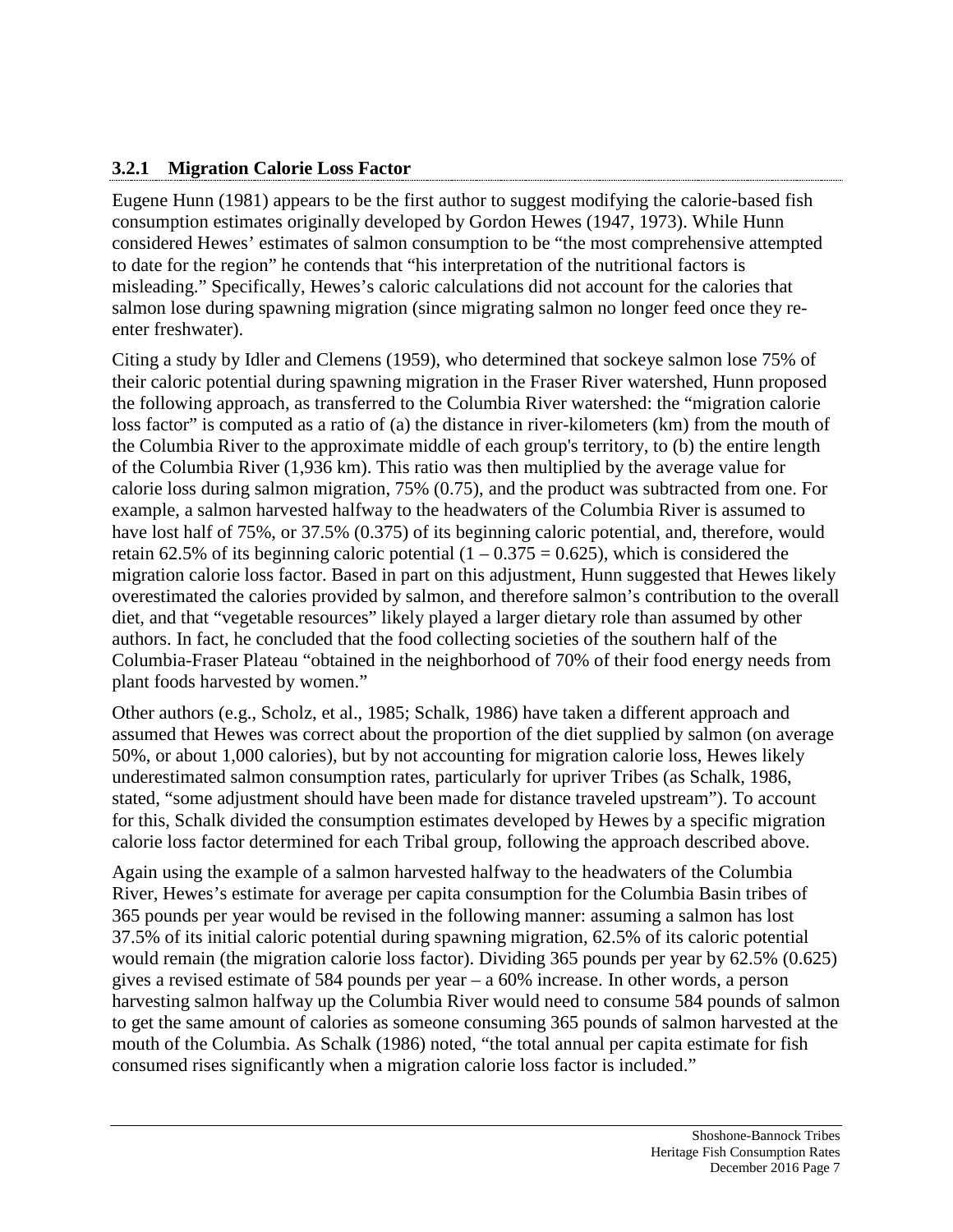### 3.2.1 Migration Calorie Loss Factor

Eugene Hunn (1981) appears to be the first author to suggest modifying the calorie-based fish consumption estimates originally developed by Gordon Hewes (1947, 1973). While Hunn considered Hewes' estimates of salmon consumption to be "the most comprehensive attempted to date for the region" he contends that "his interpretation of the nutritional factors is misleading." Specifically, Hewes's caloric calculations did not account for the calories that salmon lose during spawning migration (since migrating salmon no longer feed once they re-enter freshwater).

Citing a study by Idler and Clemens (1959), who determined that sockeye salmon lose 75% of their caloric potential during spawning migration in the Fraser River watershed, Hunn proposed the following approach, as transferred to the Columbia River watershed: the "migration calorie loss factor" is computed as a ratio of (a) the distance in river-kilometers (km) from the mouth of the Columbia River to the approximate middle of each group's territory, to (b) the entire length of the Columbia River (1,936 km). This ratio was then multiplied by the average value for calorie loss during salmon migration, 75% (0.75), and the product was subtracted from one. For example, a salmon harvested halfway to the headwaters of the Columbia River is assumed to have lost half of 75%, or 37.5% (0.375) of its beginning caloric potential, and, therefore, would retain 62.5% of its beginning caloric potential ($1 - 0.375 = 0.625$), which is considered the migration calorie loss factor. Based in part on this adjustment, Hunn suggested that Hewes likely overestimated the calories provided by salmon, and therefore salmon's contribution to the overall diet, and that "vegetable resources" likely played a larger dietary role than assumed by other authors. In fact, he concluded that the food collecting societies of the southern half of the Columbia-Fraser Plateau "obtained in the neighborhood of 70% of their food energy needs from plant foods harvested by women."

Other authors (e.g., Scholz, et al., 1985; Schalk, 1986) have taken a different approach and assumed that Hewes was correct about the proportion of the diet supplied by salmon (on average 50%, or about 1,000 calories), but by not accounting for migration calorie loss, Hewes likely underestimated salmon consumption rates, particularly for upriver Tribes (as Schalk, 1986, stated, "some adjustment should have been made for distance traveled upstream"). To account for this, Schalk divided the consumption estimates developed by Hewes by a specific migration calorie loss factor determined for each Tribal group, following the approach described above.

Again using the example of a salmon harvested halfway to the headwaters of the Columbia River, Hewes's estimate for average per capita consumption for the Columbia Basin tribes of 365 pounds per year would be revised in the following manner: assuming a salmon has lost 37.5% of its initial caloric potential during spawning migration, 62.5% of its caloric potential would remain (the migration calorie loss factor). Dividing 365 pounds per year by 62.5% (0.625) gives a revised estimate of 584 pounds per year – a 60% increase. In other words, a person harvesting salmon halfway up the Columbia River would need to consume 584 pounds of salmon to get the same amount of calories as someone consuming 365 pounds of salmon harvested at the mouth of the Columbia. As Schalk (1986) noted, "the total annual per capita estimate for fish consumed rises significantly when a migration calorie loss factor is included."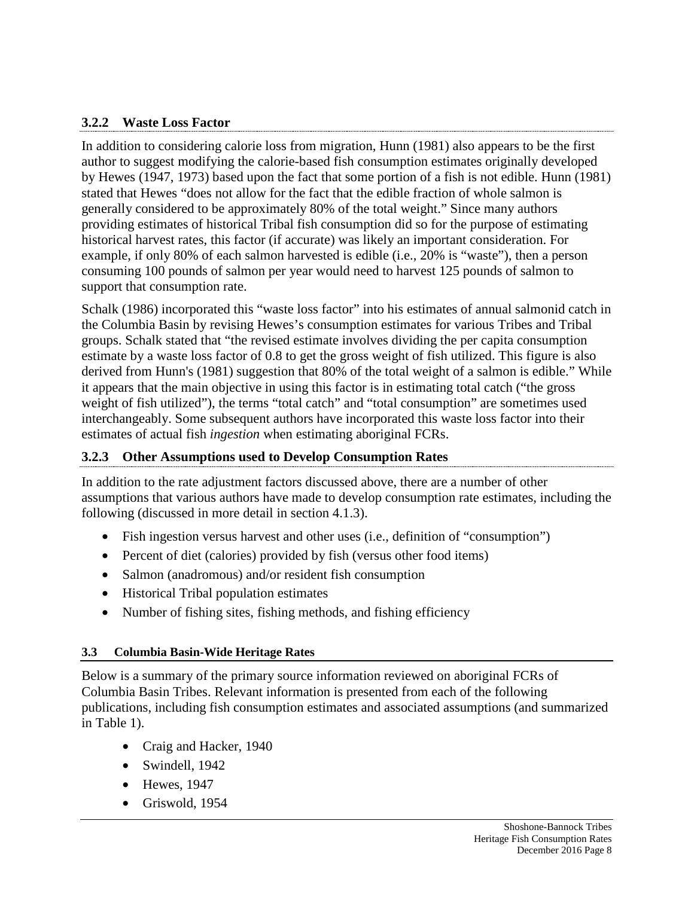### 3.2.2 Waste Loss Factor

In addition to considering calorie loss from migration, Hunn (1981) also appears to be the first author to suggest modifying the calorie-based fish consumption estimates originally developed by Hewes (1947, 1973) based upon the fact that some portion of a fish is not edible. Hunn (1981) stated that Hewes "does not allow for the fact that the edible fraction of whole salmon is generally considered to be approximately 80% of the total weight." Since many authors providing estimates of historical Tribal fish consumption did so for the purpose of estimating historical harvest rates, this factor (if accurate) was likely an important consideration. For example, if only 80% of each salmon harvested is edible (i.e., 20% is "waste"), then a person consuming 100 pounds of salmon per year would need to harvest 125 pounds of salmon to support that consumption rate.

Schalk (1986) incorporated this "waste loss factor" into his estimates of annual salmonid catch in the Columbia Basin by revising Hewes's consumption estimates for various Tribes and Tribal groups. Schalk stated that "the revised estimate involves dividing the per capita consumption estimate by a waste loss factor of 0.8 to get the gross weight of fish utilized. This figure is also derived from Hunn's (1981) suggestion that 80% of the total weight of a salmon is edible." While it appears that the main objective in using this factor is in estimating total catch ("the gross weight of fish utilized"), the terms "total catch" and "total consumption" are sometimes used interchangeably. Some subsequent authors have incorporated this waste loss factor into their estimates of actual fish *ingestion* when estimating aboriginal FCRs.

### 3.2.3 Other Assumptions used to Develop Consumption Rates

In addition to the rate adjustment factors discussed above, there are a number of other assumptions that various authors have made to develop consumption rate estimates, including the following (discussed in more detail in section 4.1.3).

- Fish ingestion versus harvest and other uses (i.e., definition of "consumption")
- Percent of diet (calories) provided by fish (versus other food items)
- Salmon (anadromous) and/or resident fish consumption
- Historical Tribal population estimates
- Number of fishing sites, fishing methods, and fishing efficiency

## 3.3 Columbia Basin-Wide Heritage Rates

Below is a summary of the primary source information reviewed on aboriginal FCRs of Columbia Basin Tribes. Relevant information is presented from each of the following publications, including fish consumption estimates and associated assumptions (and summarized in Table 1).

- Craig and Hacker, 1940
- Swindell, 1942
- Hewes, 1947
- Griswold, 1954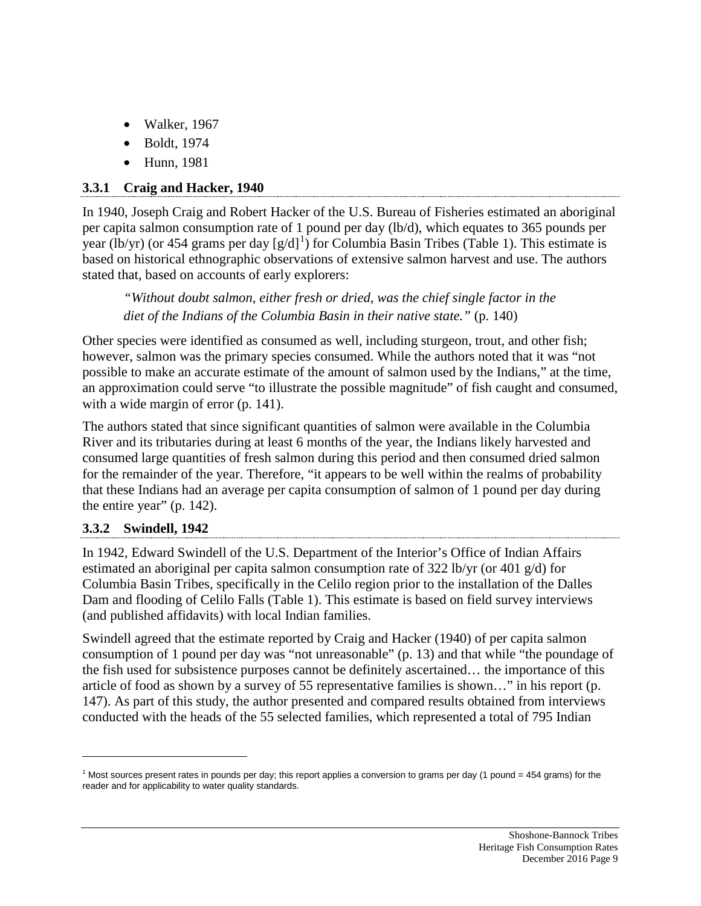- Walker, 1967
- Boldt, 1974
- Hunn, 1981

### 3.3.1 Craig and Hacker, 1940

In 1940, Joseph Craig and Robert Hacker of the U.S. Bureau of Fisheries estimated an aboriginal per capita salmon consumption rate of 1 pound per day (lb/d), which equates to 365 pounds per year (lb/yr) (or 454 grams per day [g/d][1]) for Columbia Basin Tribes (Table 1). This estimate is based on historical ethnographic observations of extensive salmon harvest and use. The authors stated that, based on accounts of early explorers:

> *"Without doubt salmon, either fresh or dried, was the chief single factor in the diet of the Indians of the Columbia Basin in their native state."* (p. 140)

Other species were identified as consumed as well, including sturgeon, trout, and other fish; however, salmon was the primary species consumed. While the authors noted that it was "not possible to make an accurate estimate of the amount of salmon used by the Indians," at the time, an approximation could serve "to illustrate the possible magnitude" of fish caught and consumed, with a wide margin of error (p. 141).

The authors stated that since significant quantities of salmon were available in the Columbia River and its tributaries during at least 6 months of the year, the Indians likely harvested and consumed large quantities of fresh salmon during this period and then consumed dried salmon for the remainder of the year. Therefore, "it appears to be well within the realms of probability that these Indians had an average per capita consumption of salmon of 1 pound per day during the entire year" (p. 142).

### 3.3.2 Swindell, 1942

In 1942, Edward Swindell of the U.S. Department of the Interior's Office of Indian Affairs estimated an aboriginal per capita salmon consumption rate of 322 lb/yr (or 401 g/d) for Columbia Basin Tribes, specifically in the Celilo region prior to the installation of the Dalles Dam and flooding of Celilo Falls (Table 1). This estimate is based on field survey interviews (and published affidavits) with local Indian families.

Swindell agreed that the estimate reported by Craig and Hacker (1940) of per capita salmon consumption of 1 pound per day was "not unreasonable" (p. 13) and that while "the poundage of the fish used for subsistence purposes cannot be definitely ascertained… the importance of this article of food as shown by a survey of 55 representative families is shown…" in his report (p. 147). As part of this study, the author presented and compared results obtained from interviews conducted with the heads of the 55 selected families, which represented a total of 795 Indian

---

[1] Most sources present rates in pounds per day; this report applies a conversion to grams per day (1 pound = 454 grams) for the reader and for applicability to water quality standards.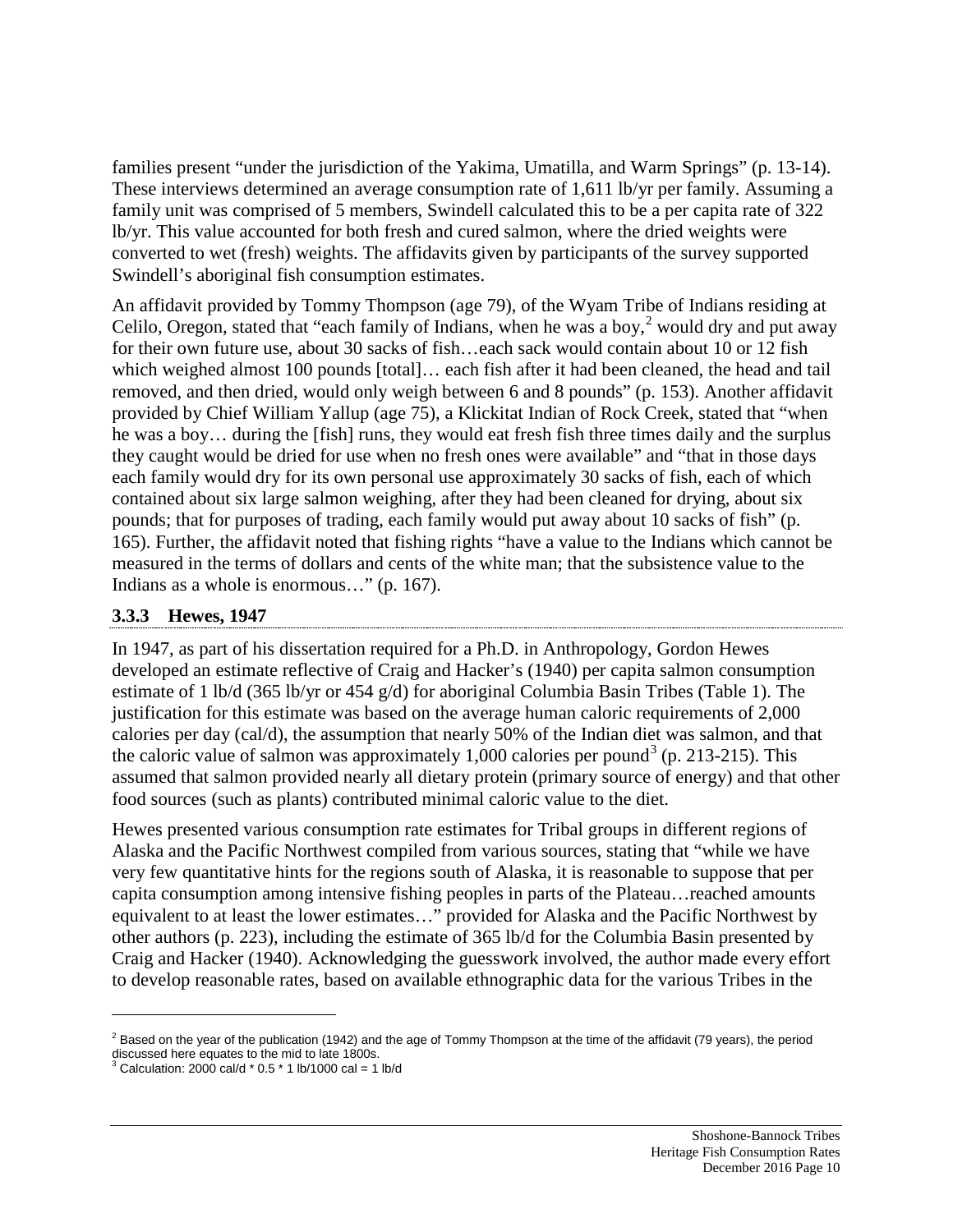families present "under the jurisdiction of the Yakima, Umatilla, and Warm Springs" (p. 13-14). These interviews determined an average consumption rate of 1,611 lb/yr per family. Assuming a family unit was comprised of 5 members, Swindell calculated this to be a per capita rate of 322 lb/yr. This value accounted for both fresh and cured salmon, where the dried weights were converted to wet (fresh) weights. The affidavits given by participants of the survey supported Swindell's aboriginal fish consumption estimates.

An affidavit provided by Tommy Thompson (age 79), of the Wyam Tribe of Indians residing at Celilo, Oregon, stated that "each family of Indians, when he was a boy,[2] would dry and put away for their own future use, about 30 sacks of fish…each sack would contain about 10 or 12 fish which weighed almost 100 pounds [total]… each fish after it had been cleaned, the head and tail removed, and then dried, would only weigh between 6 and 8 pounds" (p. 153). Another affidavit provided by Chief William Yallup (age 75), a Klickitat Indian of Rock Creek, stated that "when he was a boy… during the [fish] runs, they would eat fresh fish three times daily and the surplus they caught would be dried for use when no fresh ones were available" and "that in those days each family would dry for its own personal use approximately 30 sacks of fish, each of which contained about six large salmon weighing, after they had been cleaned for drying, about six pounds; that for purposes of trading, each family would put away about 10 sacks of fish" (p. 165). Further, the affidavit noted that fishing rights "have a value to the Indians which cannot be measured in the terms of dollars and cents of the white man; that the subsistence value to the Indians as a whole is enormous…" (p. 167).

### 3.3.3 Hewes, 1947

In 1947, as part of his dissertation required for a Ph.D. in Anthropology, Gordon Hewes developed an estimate reflective of Craig and Hacker's (1940) per capita salmon consumption estimate of 1 lb/d (365 lb/yr or 454 g/d) for aboriginal Columbia Basin Tribes (Table 1). The justification for this estimate was based on the average human caloric requirements of 2,000 calories per day (cal/d), the assumption that nearly 50% of the Indian diet was salmon, and that the caloric value of salmon was approximately 1,000 calories per pound[3] (p. 213-215). This assumed that salmon provided nearly all dietary protein (primary source of energy) and that other food sources (such as plants) contributed minimal caloric value to the diet.

Hewes presented various consumption rate estimates for Tribal groups in different regions of Alaska and the Pacific Northwest compiled from various sources, stating that "while we have very few quantitative hints for the regions south of Alaska, it is reasonable to suppose that per capita consumption among intensive fishing peoples in parts of the Plateau…reached amounts equivalent to at least the lower estimates…" provided for Alaska and the Pacific Northwest by other authors (p. 223), including the estimate of 365 lb/d for the Columbia Basin presented by Craig and Hacker (1940). Acknowledging the guesswork involved, the author made every effort to develop reasonable rates, based on available ethnographic data for the various Tribes in the

---

[2] Based on the year of the publication (1942) and the age of Tommy Thompson at the time of the affidavit (79 years), the period discussed here equates to the mid to late 1800s.

[3] Calculation: 2000 cal/d * 0.5 * 1 lb/1000 cal = 1 lb/d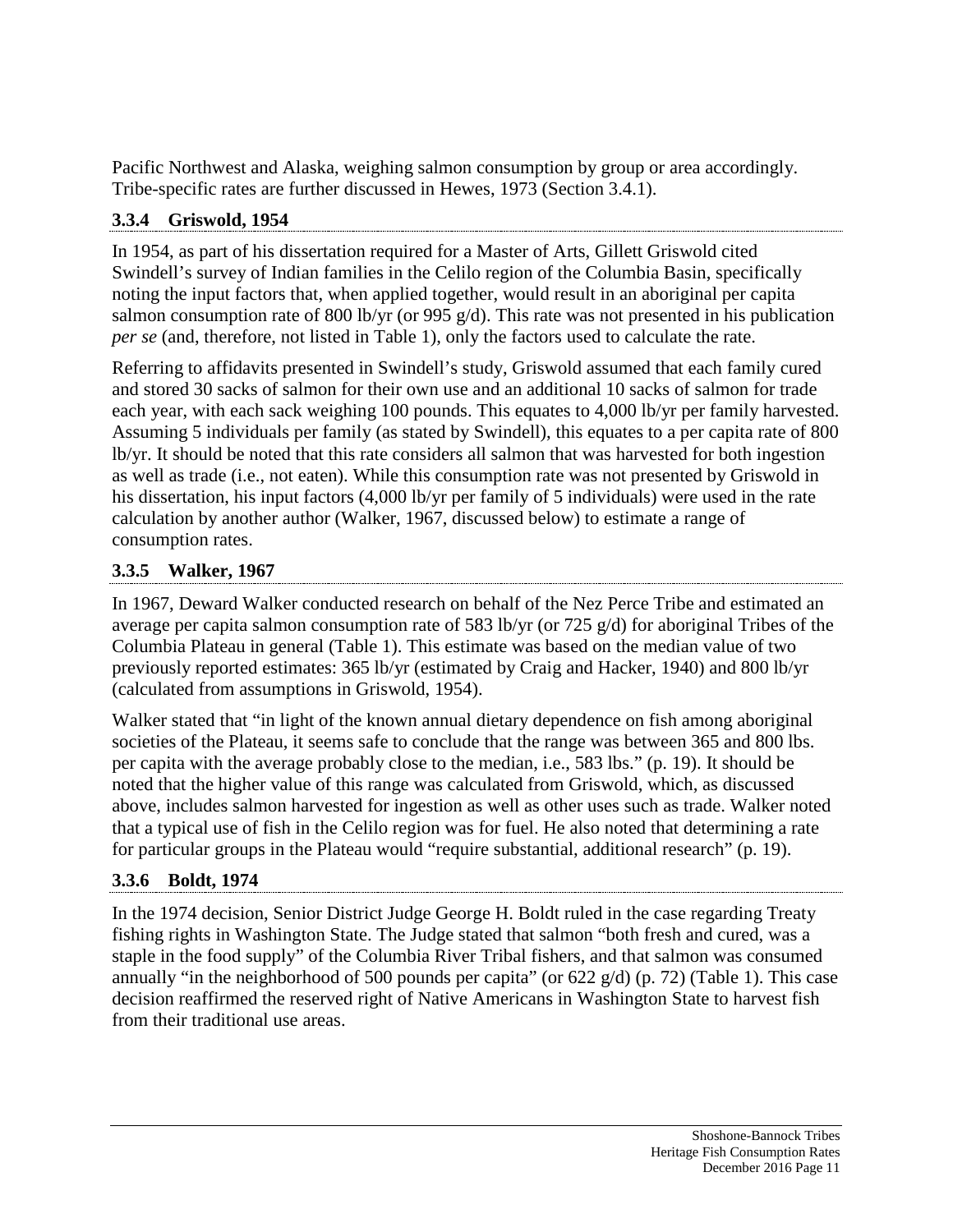Pacific Northwest and Alaska, weighing salmon consumption by group or area accordingly. Tribe-specific rates are further discussed in Hewes, 1973 (Section 3.4.1).

### 3.3.4 Griswold, 1954

In 1954, as part of his dissertation required for a Master of Arts, Gillett Griswold cited Swindell's survey of Indian families in the Celilo region of the Columbia Basin, specifically noting the input factors that, when applied together, would result in an aboriginal per capita salmon consumption rate of 800 lb/yr (or 995 g/d). This rate was not presented in his publication *per se* (and, therefore, not listed in Table 1), only the factors used to calculate the rate.

Referring to affidavits presented in Swindell's study, Griswold assumed that each family cured and stored 30 sacks of salmon for their own use and an additional 10 sacks of salmon for trade each year, with each sack weighing 100 pounds. This equates to 4,000 lb/yr per family harvested. Assuming 5 individuals per family (as stated by Swindell), this equates to a per capita rate of 800 lb/yr. It should be noted that this rate considers all salmon that was harvested for both ingestion as well as trade (i.e., not eaten). While this consumption rate was not presented by Griswold in his dissertation, his input factors (4,000 lb/yr per family of 5 individuals) were used in the rate calculation by another author (Walker, 1967, discussed below) to estimate a range of consumption rates.

### 3.3.5 Walker, 1967

In 1967, Deward Walker conducted research on behalf of the Nez Perce Tribe and estimated an average per capita salmon consumption rate of 583 lb/yr (or 725 g/d) for aboriginal Tribes of the Columbia Plateau in general (Table 1). This estimate was based on the median value of two previously reported estimates: 365 lb/yr (estimated by Craig and Hacker, 1940) and 800 lb/yr (calculated from assumptions in Griswold, 1954).

Walker stated that "in light of the known annual dietary dependence on fish among aboriginal societies of the Plateau, it seems safe to conclude that the range was between 365 and 800 lbs. per capita with the average probably close to the median, i.e., 583 lbs." (p. 19). It should be noted that the higher value of this range was calculated from Griswold, which, as discussed above, includes salmon harvested for ingestion as well as other uses such as trade. Walker noted that a typical use of fish in the Celilo region was for fuel. He also noted that determining a rate for particular groups in the Plateau would "require substantial, additional research" (p. 19).

### 3.3.6 Boldt, 1974

In the 1974 decision, Senior District Judge George H. Boldt ruled in the case regarding Treaty fishing rights in Washington State. The Judge stated that salmon "both fresh and cured, was a staple in the food supply" of the Columbia River Tribal fishers, and that salmon was consumed annually "in the neighborhood of 500 pounds per capita" (or 622 g/d) (p. 72) (Table 1). This case decision reaffirmed the reserved right of Native Americans in Washington State to harvest fish from their traditional use areas.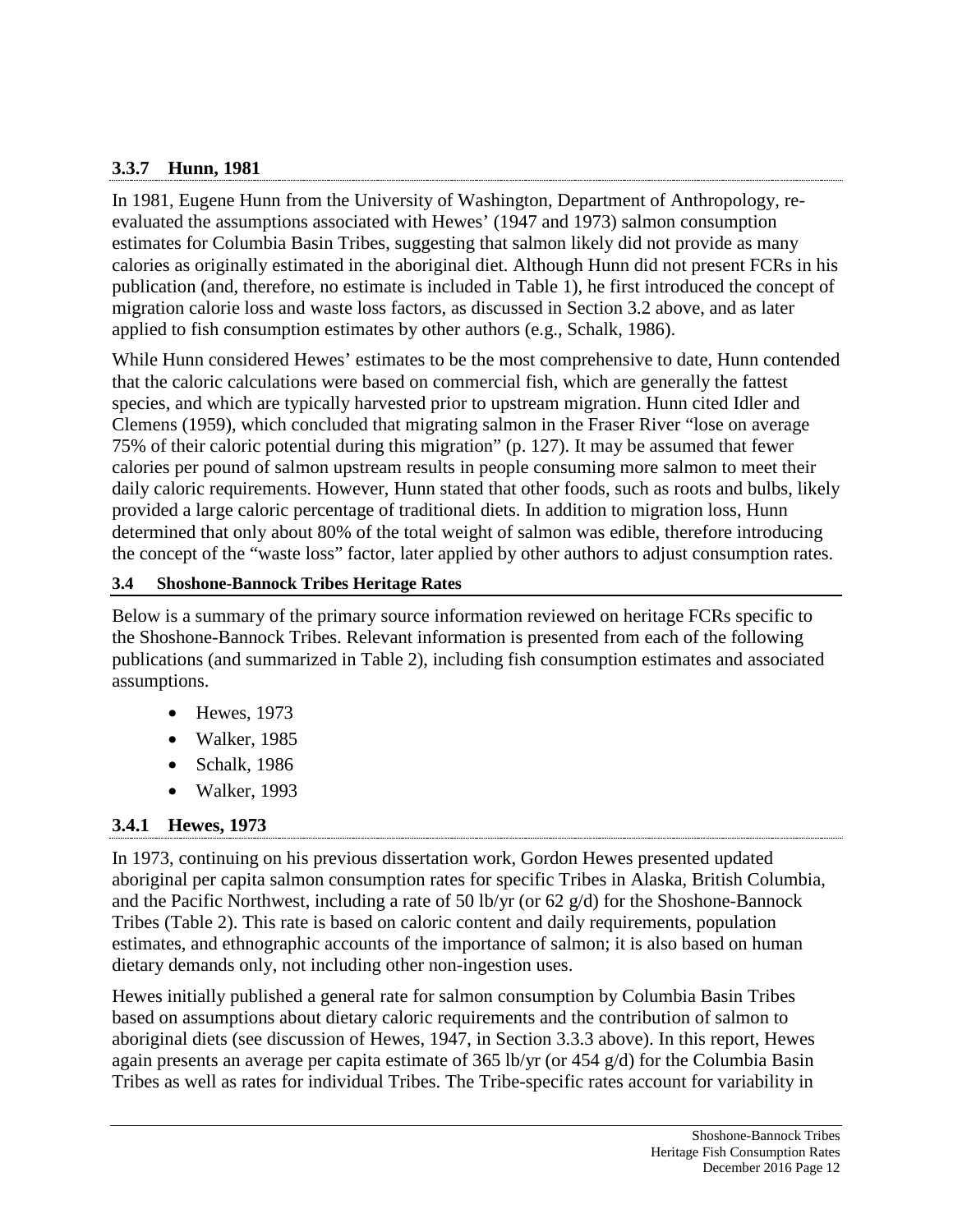### 3.3.7 Hunn, 1981

In 1981, Eugene Hunn from the University of Washington, Department of Anthropology, re-evaluated the assumptions associated with Hewes' (1947 and 1973) salmon consumption estimates for Columbia Basin Tribes, suggesting that salmon likely did not provide as many calories as originally estimated in the aboriginal diet. Although Hunn did not present FCRs in his publication (and, therefore, no estimate is included in Table 1), he first introduced the concept of migration calorie loss and waste loss factors, as discussed in Section 3.2 above, and as later applied to fish consumption estimates by other authors (e.g., Schalk, 1986).

While Hunn considered Hewes' estimates to be the most comprehensive to date, Hunn contended that the caloric calculations were based on commercial fish, which are generally the fattest species, and which are typically harvested prior to upstream migration. Hunn cited Idler and Clemens (1959), which concluded that migrating salmon in the Fraser River "lose on average 75% of their caloric potential during this migration" (p. 127). It may be assumed that fewer calories per pound of salmon upstream results in people consuming more salmon to meet their daily caloric requirements. However, Hunn stated that other foods, such as roots and bulbs, likely provided a large caloric percentage of traditional diets. In addition to migration loss, Hunn determined that only about 80% of the total weight of salmon was edible, therefore introducing the concept of the "waste loss" factor, later applied by other authors to adjust consumption rates.

## 3.4 Shoshone-Bannock Tribes Heritage Rates

Below is a summary of the primary source information reviewed on heritage FCRs specific to the Shoshone-Bannock Tribes. Relevant information is presented from each of the following publications (and summarized in Table 2), including fish consumption estimates and associated assumptions.

- Hewes, 1973
- Walker, 1985
- Schalk, 1986
- Walker, 1993

### 3.4.1 Hewes, 1973

In 1973, continuing on his previous dissertation work, Gordon Hewes presented updated aboriginal per capita salmon consumption rates for specific Tribes in Alaska, British Columbia, and the Pacific Northwest, including a rate of 50 lb/yr (or 62 g/d) for the Shoshone-Bannock Tribes (Table 2). This rate is based on caloric content and daily requirements, population estimates, and ethnographic accounts of the importance of salmon; it is also based on human dietary demands only, not including other non-ingestion uses.

Hewes initially published a general rate for salmon consumption by Columbia Basin Tribes based on assumptions about dietary caloric requirements and the contribution of salmon to aboriginal diets (see discussion of Hewes, 1947, in Section 3.3.3 above). In this report, Hewes again presents an average per capita estimate of 365 lb/yr (or 454 g/d) for the Columbia Basin Tribes as well as rates for individual Tribes. The Tribe-specific rates account for variability in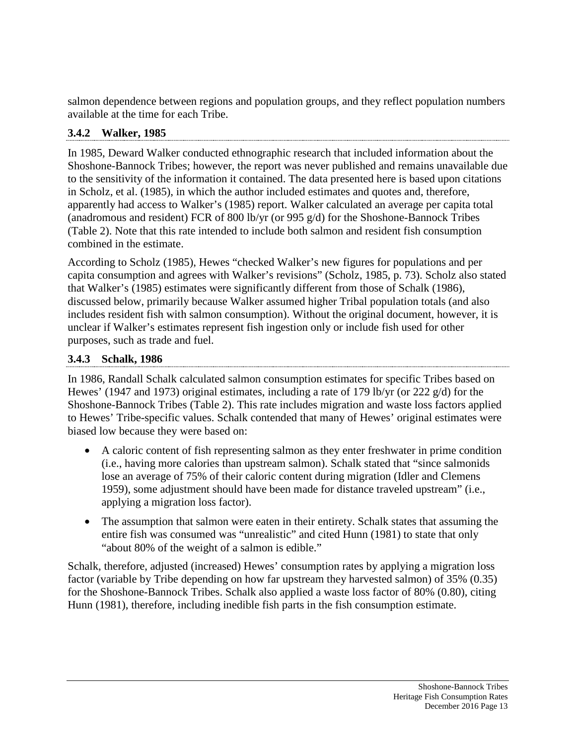salmon dependence between regions and population groups, and they reflect population numbers available at the time for each Tribe.

### 3.4.2 Walker, 1985

In 1985, Deward Walker conducted ethnographic research that included information about the Shoshone-Bannock Tribes; however, the report was never published and remains unavailable due to the sensitivity of the information it contained. The data presented here is based upon citations in Scholz, et al. (1985), in which the author included estimates and quotes and, therefore, apparently had access to Walker's (1985) report. Walker calculated an average per capita total (anadromous and resident) FCR of 800 lb/yr (or 995 g/d) for the Shoshone-Bannock Tribes (Table 2). Note that this rate intended to include both salmon and resident fish consumption combined in the estimate.

According to Scholz (1985), Hewes "checked Walker's new figures for populations and per capita consumption and agrees with Walker's revisions" (Scholz, 1985, p. 73). Scholz also stated that Walker's (1985) estimates were significantly different from those of Schalk (1986), discussed below, primarily because Walker assumed higher Tribal population totals (and also includes resident fish with salmon consumption). Without the original document, however, it is unclear if Walker's estimates represent fish ingestion only or include fish used for other purposes, such as trade and fuel.

### 3.4.3 Schalk, 1986

In 1986, Randall Schalk calculated salmon consumption estimates for specific Tribes based on Hewes' (1947 and 1973) original estimates, including a rate of 179 lb/yr (or 222 g/d) for the Shoshone-Bannock Tribes (Table 2). This rate includes migration and waste loss factors applied to Hewes' Tribe-specific values. Schalk contended that many of Hewes' original estimates were biased low because they were based on:

- A caloric content of fish representing salmon as they enter freshwater in prime condition (i.e., having more calories than upstream salmon). Schalk stated that "since salmonids lose an average of 75% of their caloric content during migration (Idler and Clemens 1959), some adjustment should have been made for distance traveled upstream" (i.e., applying a migration loss factor).
- The assumption that salmon were eaten in their entirety. Schalk states that assuming the entire fish was consumed was "unrealistic" and cited Hunn (1981) to state that only "about 80% of the weight of a salmon is edible."

Schalk, therefore, adjusted (increased) Hewes' consumption rates by applying a migration loss factor (variable by Tribe depending on how far upstream they harvested salmon) of 35% (0.35) for the Shoshone-Bannock Tribes. Schalk also applied a waste loss factor of 80% (0.80), citing Hunn (1981), therefore, including inedible fish parts in the fish consumption estimate.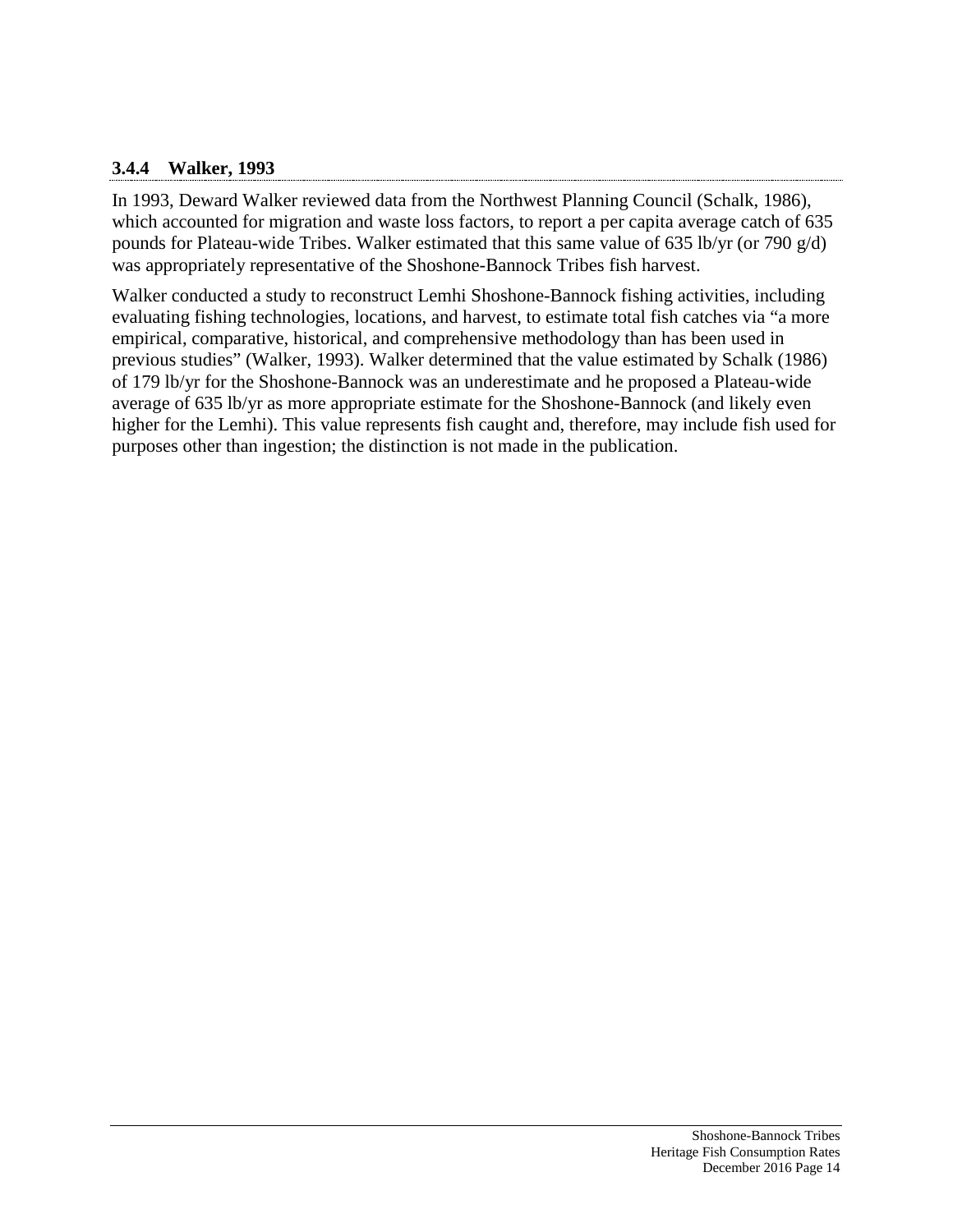### 3.4.4 Walker, 1993

In 1993, Deward Walker reviewed data from the Northwest Planning Council (Schalk, 1986), which accounted for migration and waste loss factors, to report a per capita average catch of 635 pounds for Plateau-wide Tribes. Walker estimated that this same value of 635 lb/yr (or 790 g/d) was appropriately representative of the Shoshone-Bannock Tribes fish harvest.

Walker conducted a study to reconstruct Lemhi Shoshone-Bannock fishing activities, including evaluating fishing technologies, locations, and harvest, to estimate total fish catches via "a more empirical, comparative, historical, and comprehensive methodology than has been used in previous studies" (Walker, 1993). Walker determined that the value estimated by Schalk (1986) of 179 lb/yr for the Shoshone-Bannock was an underestimate and he proposed a Plateau-wide average of 635 lb/yr as more appropriate estimate for the Shoshone-Bannock (and likely even higher for the Lemhi). This value represents fish caught and, therefore, may include fish used for purposes other than ingestion; the distinction is not made in the publication.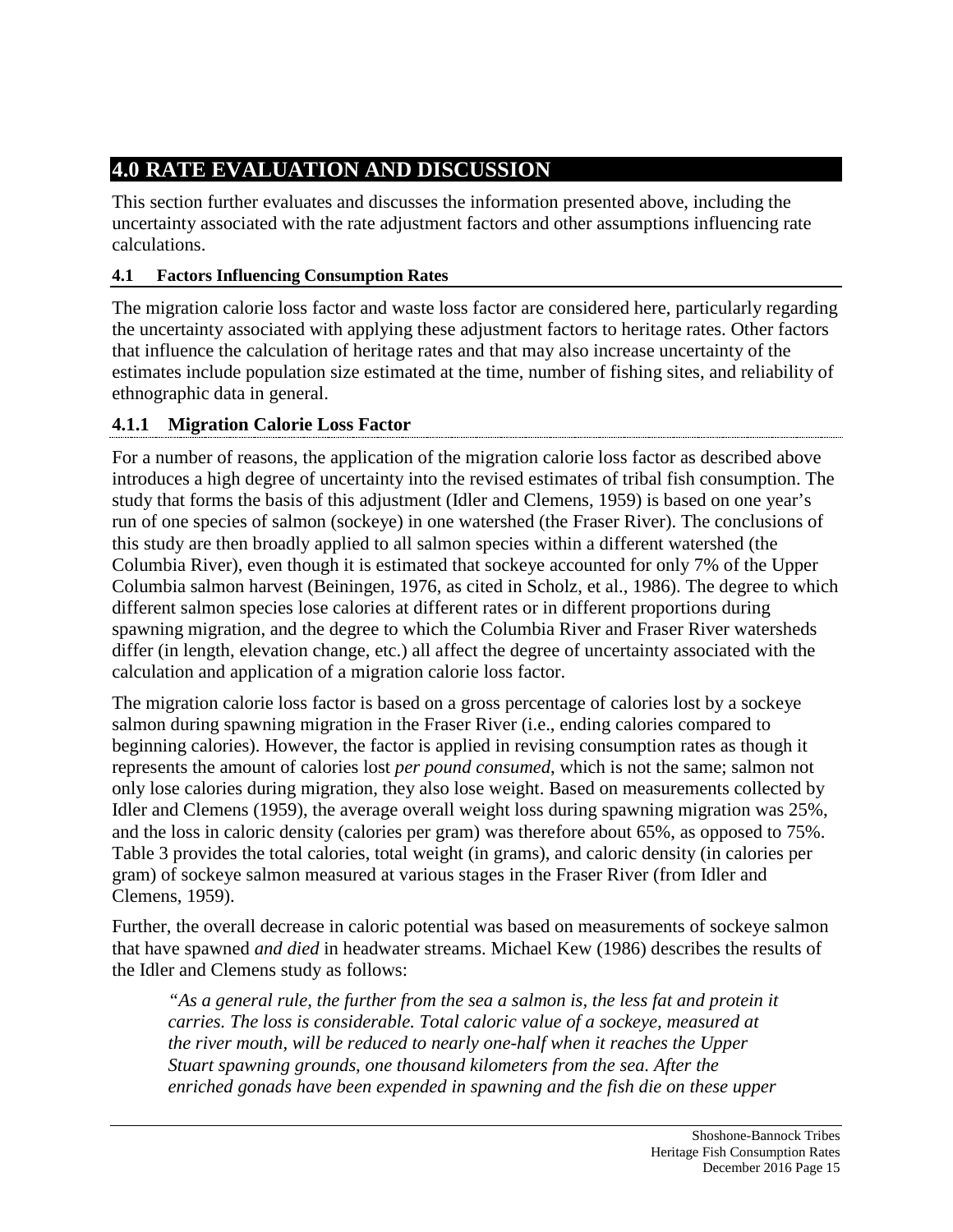# 4.0 RATE EVALUATION AND DISCUSSION

This section further evaluates and discusses the information presented above, including the uncertainty associated with the rate adjustment factors and other assumptions influencing rate calculations.

## 4.1 Factors Influencing Consumption Rates

The migration calorie loss factor and waste loss factor are considered here, particularly regarding the uncertainty associated with applying these adjustment factors to heritage rates. Other factors that influence the calculation of heritage rates and that may also increase uncertainty of the estimates include population size estimated at the time, number of fishing sites, and reliability of ethnographic data in general.

### 4.1.1 Migration Calorie Loss Factor

For a number of reasons, the application of the migration calorie loss factor as described above introduces a high degree of uncertainty into the revised estimates of tribal fish consumption. The study that forms the basis of this adjustment (Idler and Clemens, 1959) is based on one year's run of one species of salmon (sockeye) in one watershed (the Fraser River). The conclusions of this study are then broadly applied to all salmon species within a different watershed (the Columbia River), even though it is estimated that sockeye accounted for only 7% of the Upper Columbia salmon harvest (Beiningen, 1976, as cited in Scholz, et al., 1986). The degree to which different salmon species lose calories at different rates or in different proportions during spawning migration, and the degree to which the Columbia River and Fraser River watersheds differ (in length, elevation change, etc.) all affect the degree of uncertainty associated with the calculation and application of a migration calorie loss factor.

The migration calorie loss factor is based on a gross percentage of calories lost by a sockeye salmon during spawning migration in the Fraser River (i.e., ending calories compared to beginning calories). However, the factor is applied in revising consumption rates as though it represents the amount of calories lost *per pound consumed*, which is not the same; salmon not only lose calories during migration, they also lose weight. Based on measurements collected by Idler and Clemens (1959), the average overall weight loss during spawning migration was 25%, and the loss in caloric density (calories per gram) was therefore about 65%, as opposed to 75%. Table 3 provides the total calories, total weight (in grams), and caloric density (calories per gram) of sockeye salmon measured at various stages in the Fraser River (from Idler and Clemens, 1959).

Further, the overall decrease in caloric potential was based on measurements of sockeye salmon that have spawned *and died* in headwater streams. Michael Kew (1986) describes the results of the Idler and Clemens study as follows:

> *"As a general rule, the further from the sea a salmon is, the less fat and protein it carries. The loss is considerable. Total caloric value of a sockeye, measured at the river mouth, will be reduced to nearly one-half when it reaches the Upper Stuart spawning grounds, one thousand kilometers from the sea. After the enriched gonads have been expended in spawning and the fish die on these upper*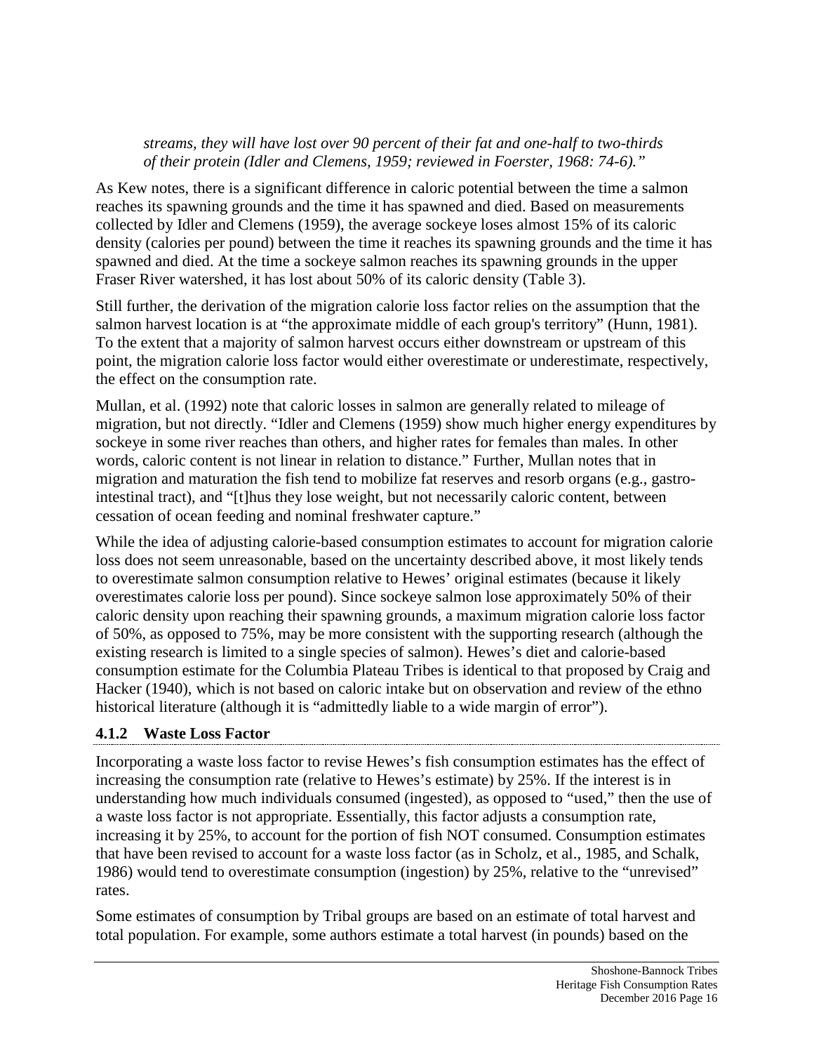*streams, they will have lost over 90 percent of their fat and one-half to two-thirds of their protein (Idler and Clemens, 1959; reviewed in Foerster, 1968: 74-6)."*

As Kew notes, there is a significant difference in caloric potential between the time a salmon reaches its spawning grounds and the time it has spawned and died. Based on measurements collected by Idler and Clemens (1959), the average sockeye loses almost 15% of its caloric density (calories per pound) between the time it reaches its spawning grounds and the time it has spawned and died. At the time a sockeye salmon reaches its spawning grounds in the upper Fraser River watershed, it has lost about 50% of its caloric density (Table 3).

Still further, the derivation of the migration calorie loss factor relies on the assumption that the salmon harvest location is at "the approximate middle of each group's territory" (Hunn, 1981). To the extent that a majority of salmon harvest occurs either downstream or upstream of this point, the migration calorie loss factor would either overestimate or underestimate, respectively, the effect on the consumption rate.

Mullan, et al. (1992) note that caloric losses in salmon are generally related to mileage of migration, but not directly. "Idler and Clemens (1959) show much higher energy expenditures by sockeye in some river reaches than others, and higher rates for females than males. In other words, caloric content is not linear in relation to distance." Further, Mullan notes that in migration and maturation the fish tend to mobilize fat reserves and resorb organs (e.g., gastro-intestinal tract), and "[t]hus they lose weight, but not necessarily caloric content, between cessation of ocean feeding and nominal freshwater capture."

While the idea of adjusting calorie-based consumption estimates to account for migration calorie loss does not seem unreasonable, based on the uncertainty described above, it most likely tends to overestimate salmon consumption relative to Hewes' original estimates (because it likely overestimates calorie loss per pound). Since sockeye salmon lose approximately 50% of their caloric density upon reaching their spawning grounds, a maximum migration calorie loss factor of 50%, as opposed to 75%, may be more consistent with the supporting research (although the existing research is limited to a single species of salmon). Hewes's diet and calorie-based consumption estimate for the Columbia Plateau Tribes is identical to that proposed by Craig and Hacker (1940), which is not based on caloric intake but on observation and review of the ethno historical literature (although it is "admittedly liable to a wide margin of error").

### 4.1.2 Waste Loss Factor

Incorporating a waste loss factor to revise Hewes's fish consumption estimates has the effect of increasing the consumption rate (relative to Hewes's estimate) by 25%. If the interest is in understanding how much individuals consumed (ingested), as opposed to "used," then the use of a waste loss factor is not appropriate. Essentially, this factor adjusts a consumption rate, increasing it by 25%, to account for the portion of fish NOT consumed. Consumption estimates that have been revised to account for a waste loss factor (as in Scholz, et al., 1985, and Schalk, 1986) would tend to overestimate consumption (ingestion) by 25%, relative to the "unrevised" rates.

Some estimates of consumption by Tribal groups are based on an estimate of total harvest and total population. For example, some authors estimate a total harvest (in pounds) based on the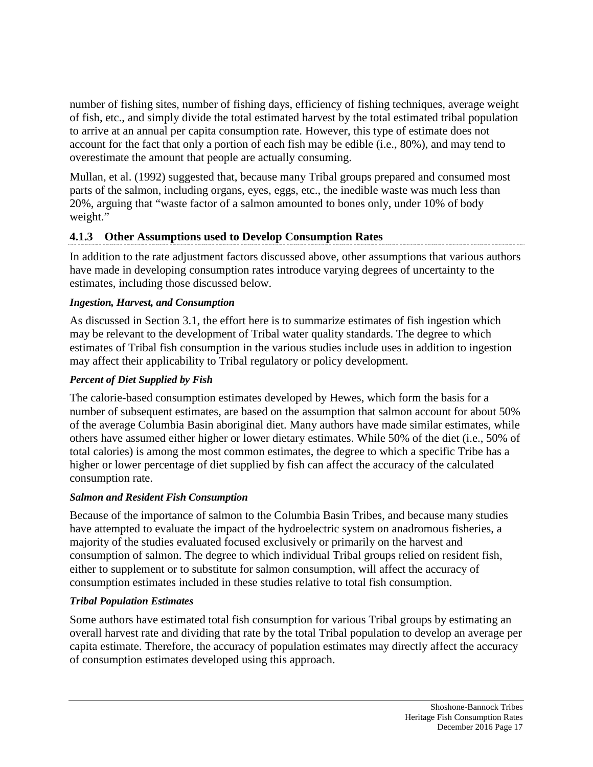number of fishing sites, number of fishing days, efficiency of fishing techniques, average weight of fish, etc., and simply divide the total estimated harvest by the total estimated tribal population to arrive at an annual per capita consumption rate. However, this type of estimate does not account for the fact that only a portion of each fish may be edible (i.e., 80%), and may tend to overestimate the amount that people are actually consuming.

Mullan, et al. (1992) suggested that, because many Tribal groups prepared and consumed most parts of the salmon, including organs, eyes, eggs, etc., the inedible waste was much less than 20%, arguing that "waste factor of a salmon amounted to bones only, under 10% of body weight."

### 4.1.3 Other Assumptions used to Develop Consumption Rates

In addition to the rate adjustment factors discussed above, other assumptions that various authors have made in developing consumption rates introduce varying degrees of uncertainty to the estimates, including those discussed below.

***Ingestion, Harvest, and Consumption***

As discussed in Section 3.1, the effort here is to summarize estimates of fish ingestion which may be relevant to the development of Tribal water quality standards. The degree to which estimates of Tribal fish consumption in the various studies include uses in addition to ingestion may affect their applicability to Tribal regulatory or policy development.

***Percent of Diet Supplied by Fish***

The calorie-based consumption estimates developed by Hewes, which form the basis for a number of subsequent estimates, are based on the assumption that salmon account for about 50% of the average Columbia Basin aboriginal diet. Many authors have made similar estimates, while others have assumed either higher or lower dietary estimates. While 50% of the diet (i.e., 50% of total calories) is among the most common estimates, the degree to which a specific Tribe has a higher or lower percentage of diet supplied by fish can affect the accuracy of the calculated consumption rate.

***Salmon and Resident Fish Consumption***

Because of the importance of salmon to the Columbia Basin Tribes, and because many studies have attempted to evaluate the impact of the hydroelectric system on anadromous fisheries, a majority of the studies evaluated focused exclusively or primarily on the harvest and consumption of salmon. The degree to which individual Tribal groups relied on resident fish, either to supplement or to substitute for salmon consumption, will affect the accuracy of consumption estimates included in these studies relative to total fish consumption.

***Tribal Population Estimates***

Some authors have estimated total fish consumption for various Tribal groups by estimating an overall harvest rate and dividing that rate by the total Tribal population to develop an average per capita estimate. Therefore, the accuracy of population estimates may directly affect the accuracy of consumption estimates developed using this approach.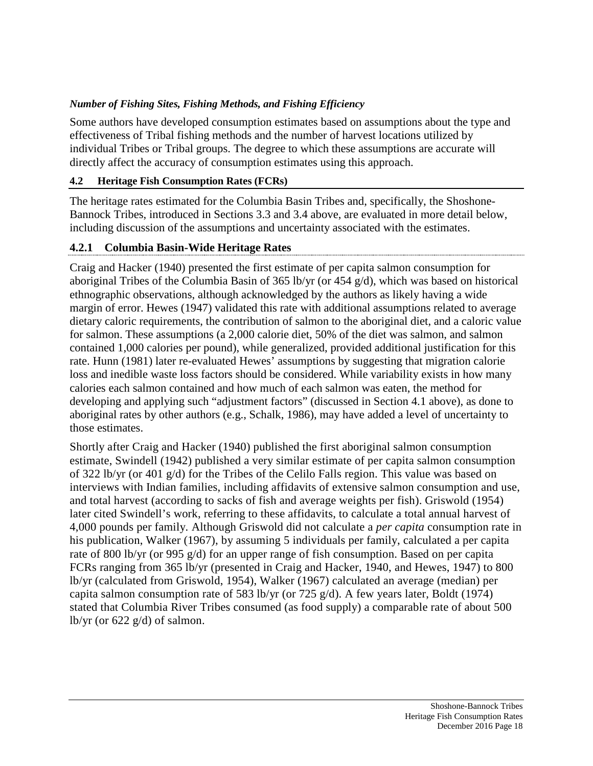*Number of Fishing Sites, Fishing Methods, and Fishing Efficiency*

Some authors have developed consumption estimates based on assumptions about the type and effectiveness of Tribal fishing methods and the number of harvest locations utilized by individual Tribes or Tribal groups. The degree to which these assumptions are accurate will directly affect the accuracy of consumption estimates using this approach.

## 4.2 Heritage Fish Consumption Rates (FCRs)

The heritage rates estimated for the Columbia Basin Tribes and, specifically, the Shoshone-Bannock Tribes, introduced in Sections 3.3 and 3.4 above, are evaluated in more detail below, including discussion of the assumptions and uncertainty associated with the estimates.

### 4.2.1 Columbia Basin-Wide Heritage Rates

Craig and Hacker (1940) presented the first estimate of per capita salmon consumption for aboriginal Tribes of the Columbia Basin of 365 lb/yr (or 454 g/d), which was based on historical ethnographic observations, although acknowledged by the authors as likely having a wide margin of error. Hewes (1947) validated this rate with additional assumptions related to average dietary caloric requirements, the contribution of salmon to the aboriginal diet, and a caloric value for salmon. These assumptions (a 2,000 calorie diet, 50% of the diet was salmon, and salmon contained 1,000 calories per pound), while generalized, provided additional justification for this rate. Hunn (1981) later re-evaluated Hewes' assumptions by suggesting that migration calorie loss and inedible waste loss factors should be considered. While variability exists in how many calories each salmon contained and how much of each salmon was eaten, the method for developing and applying such "adjustment factors" (discussed in Section 4.1 above), as done to aboriginal rates by other authors (e.g., Schalk, 1986), may have added a level of uncertainty to those estimates.

Shortly after Craig and Hacker (1940) published the first aboriginal salmon consumption estimate, Swindell (1942) published a very similar estimate of per capita salmon consumption of 322 lb/yr (or 401 g/d) for the Tribes of the Celilo Falls region. This value was based on interviews with Indian families, including affidavits of extensive salmon consumption and use, and total harvest (according to sacks of fish and average weights per fish). Griswold (1954) later cited Swindell's work, referring to these affidavits, to calculate a total annual harvest of 4,000 pounds per family. Although Griswold did not calculate a *per capita* consumption rate in his publication, Walker (1967), by assuming 5 individuals per family, calculated a per capita rate of 800 lb/yr (or 995 g/d) for an upper range of fish consumption. Based on per capita FCRs ranging from 365 lb/yr (presented in Craig and Hacker, 1940, and Hewes, 1947) to 800 lb/yr (calculated from Griswold, 1954), Walker (1967) calculated an average (median) per capita salmon consumption rate of 583 lb/yr (or 725 g/d). A few years later, Boldt (1974) stated that Columbia River Tribes consumed (as food supply) a comparable rate of about 500 lb/yr (or 622 g/d) of salmon.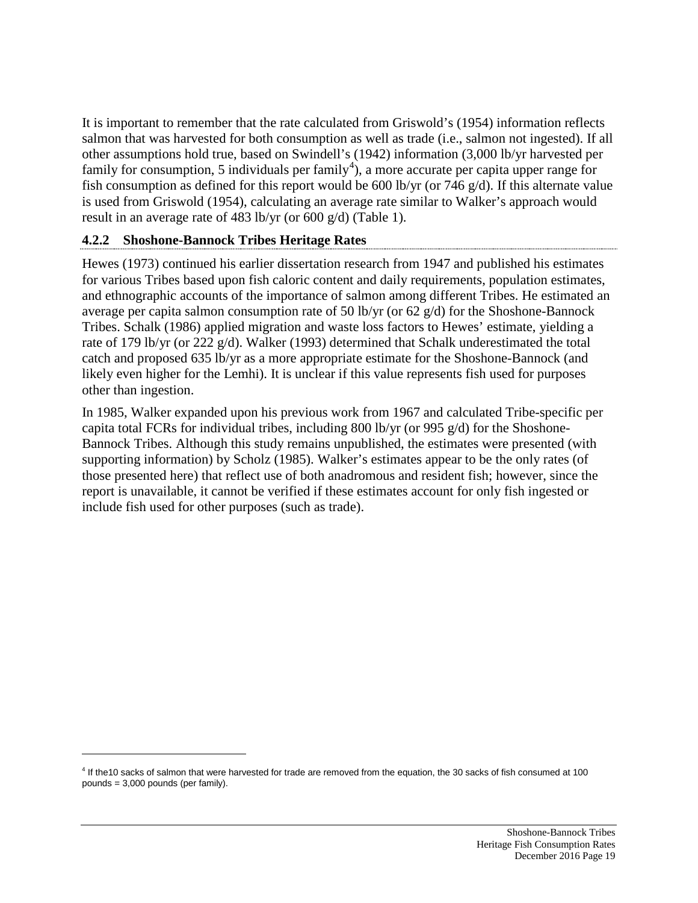It is important to remember that the rate calculated from Griswold's (1954) information reflects salmon that was harvested for both consumption as well as trade (i.e., salmon not ingested). If all other assumptions hold true, based on Swindell's (1942) information (3,000 lb/yr harvested per family for consumption, 5 individuals per family[4]), a more accurate per capita upper range for fish consumption as defined for this report would be 600 lb/yr (or 746 g/d). If this alternate value is used from Griswold (1954), calculating an average rate similar to Walker's approach would result in an average rate of 483 lb/yr (or 600 g/d) (Table 1).

### 4.2.2 Shoshone-Bannock Tribes Heritage Rates

Hewes (1973) continued his earlier dissertation research from 1947 and published his estimates for various Tribes based upon fish caloric content and daily requirements, population estimates, and ethnographic accounts of the importance of salmon among different Tribes. He estimated an average per capita salmon consumption rate of 50 lb/yr (or 62 g/d) for the Shoshone-Bannock Tribes. Schalk (1986) applied migration and waste loss factors to Hewes' estimate, yielding a rate of 179 lb/yr (or 222 g/d). Walker (1993) determined that Schalk underestimated the total catch and proposed 635 lb/yr as a more appropriate estimate for the Shoshone-Bannock (and likely even higher for the Lemhi). It is unclear if this value represents fish used for purposes other than ingestion.

In 1985, Walker expanded upon his previous work from 1967 and calculated Tribe-specific per capita total FCRs for individual tribes, including 800 lb/yr (or 995 g/d) for the Shoshone-Bannock Tribes. Although this study remains unpublished, the estimates were presented (with supporting information) by Scholz (1985). Walker's estimates appear to be the only rates (of those presented here) that reflect use of both anadromous and resident fish; however, since the report is unavailable, it cannot be verified if these estimates account for only fish ingested or include fish used for other purposes (such as trade).

---

[4] If the10 sacks of salmon that were harvested for trade are removed from the equation, the 30 sacks of fish consumed at 100 pounds = 3,000 pounds (per family).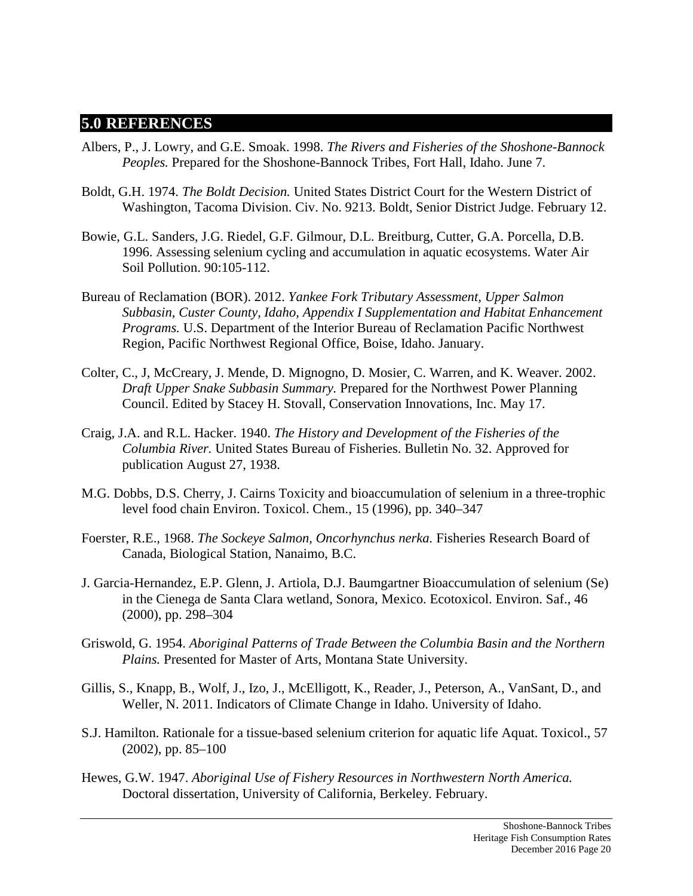## 5.0 REFERENCES

Albers, P., J. Lowry, and G.E. Smoak. 1998. *The Rivers and Fisheries of the Shoshone-Bannock Peoples.* Prepared for the Shoshone-Bannock Tribes, Fort Hall, Idaho. June 7.

Boldt, G.H. 1974. *The Boldt Decision.* United States District Court for the Western District of Washington, Tacoma Division. Civ. No. 9213. Boldt, Senior District Judge. February 12.

Bowie, G.L. Sanders, J.G. Riedel, G.F. Gilmour, D.L. Breitburg, Cutter, G.A. Porcella, D.B. 1996. Assessing selenium cycling and accumulation in aquatic ecosystems. Water Air Soil Pollution. 90:105-112.

Bureau of Reclamation (BOR). 2012. *Yankee Fork Tributary Assessment, Upper Salmon Subbasin, Custer County, Idaho, Appendix I Supplementation and Habitat Enhancement Programs.* U.S. Department of the Interior Bureau of Reclamation Pacific Northwest Region, Pacific Northwest Regional Office, Boise, Idaho. January.

Colter, C., J, McCreary, J. Mende, D. Mignogno, D. Mosier, C. Warren, and K. Weaver. 2002. *Draft Upper Snake Subbasin Summary.* Prepared for the Northwest Power Planning Council. Edited by Stacey H. Stovall, Conservation Innovations, Inc. May 17.

Craig, J.A. and R.L. Hacker. 1940. *The History and Development of the Fisheries of the Columbia River.* United States Bureau of Fisheries. Bulletin No. 32. Approved for publication August 27, 1938.

M.G. Dobbs, D.S. Cherry, J. Cairns Toxicity and bioaccumulation of selenium in a three-trophic level food chain Environ. Toxicol. Chem., 15 (1996), pp. 340–347

Foerster, R.E., 1968. *The Sockeye Salmon, Oncorhynchus nerka.* Fisheries Research Board of Canada, Biological Station, Nanaimo, B.C.

J. Garcia-Hernandez, E.P. Glenn, J. Artiola, D.J. Baumgartner Bioaccumulation of selenium (Se) in the Cienega de Santa Clara wetland, Sonora, Mexico. Ecotoxicol. Environ. Saf., 46 (2000), pp. 298–304

Griswold, G. 1954. *Aboriginal Patterns of Trade Between the Columbia Basin and the Northern Plains.* Presented for Master of Arts, Montana State University.

Gillis, S., Knapp, B., Wolf, J., Izo, J., McElligott, K., Reader, J., Peterson, A., VanSant, D., and Weller, N. 2011. Indicators of Climate Change in Idaho. University of Idaho.

S.J. Hamilton. Rationale for a tissue-based selenium criterion for aquatic life Aquat. Toxicol., 57 (2002), pp. 85–100

Hewes, G.W. 1947. *Aboriginal Use of Fishery Resources in Northwestern North America.* Doctoral dissertation, University of California, Berkeley. February.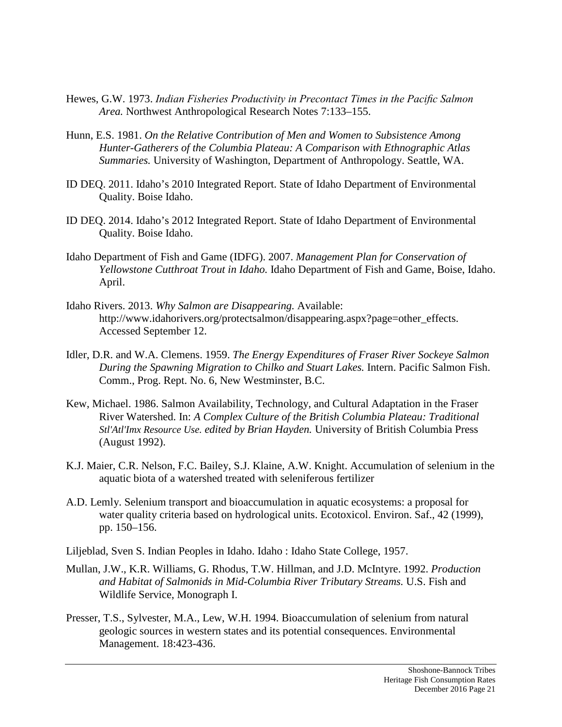Hewes, G.W. 1973. *Indian Fisheries Productivity in Precontact Times in the Pacific Salmon Area.* Northwest Anthropological Research Notes 7:133–155.

Hunn, E.S. 1981. *On the Relative Contribution of Men and Women to Subsistence Among Hunter-Gatherers of the Columbia Plateau: A Comparison with Ethnographic Atlas Summaries.* University of Washington, Department of Anthropology. Seattle, WA.

ID DEQ. 2011. Idaho's 2010 Integrated Report. State of Idaho Department of Environmental Quality. Boise Idaho.

ID DEQ. 2014. Idaho's 2012 Integrated Report. State of Idaho Department of Environmental Quality. Boise Idaho.

Idaho Department of Fish and Game (IDFG). 2007. *Management Plan for Conservation of Yellowstone Cutthroat Trout in Idaho.* Idaho Department of Fish and Game, Boise, Idaho. April.

Idaho Rivers. 2013. *Why Salmon are Disappearing.* Available: http://www.idahorivers.org/protectsalmon/disappearing.aspx?page=other_effects. Accessed September 12.

Idler, D.R. and W.A. Clemens. 1959. *The Energy Expenditures of Fraser River Sockeye Salmon During the Spawning Migration to Chilko and Stuart Lakes.* Intern. Pacific Salmon Fish. Comm., Prog. Rept. No. 6, New Westminster, B.C.

Kew, Michael. 1986. Salmon Availability, Technology, and Cultural Adaptation in the Fraser River Watershed. In: *A Complex Culture of the British Columbia Plateau: Traditional Stl'Atl'Imx Resource Use. edited by Brian Hayden.* University of British Columbia Press (August 1992).

K.J. Maier, C.R. Nelson, F.C. Bailey, S.J. Klaine, A.W. Knight. Accumulation of selenium in the aquatic biota of a watershed treated with seleniferous fertilizer

A.D. Lemly. Selenium transport and bioaccumulation in aquatic ecosystems: a proposal for water quality criteria based on hydrological units. Ecotoxicol. Environ. Saf., 42 (1999), pp. 150–156.

Liljeblad, Sven S. Indian Peoples in Idaho. Idaho : Idaho State College, 1957.

Mullan, J.W., K.R. Williams, G. Rhodus, T.W. Hillman, and J.D. McIntyre. 1992. *Production and Habitat of Salmonids in Mid-Columbia River Tributary Streams.* U.S. Fish and Wildlife Service, Monograph I.

Presser, T.S., Sylvester, M.A., Lew, W.H. 1994. Bioaccumulation of selenium from natural geologic sources in western states and its potential consequences. Environmental Management. 18:423-436.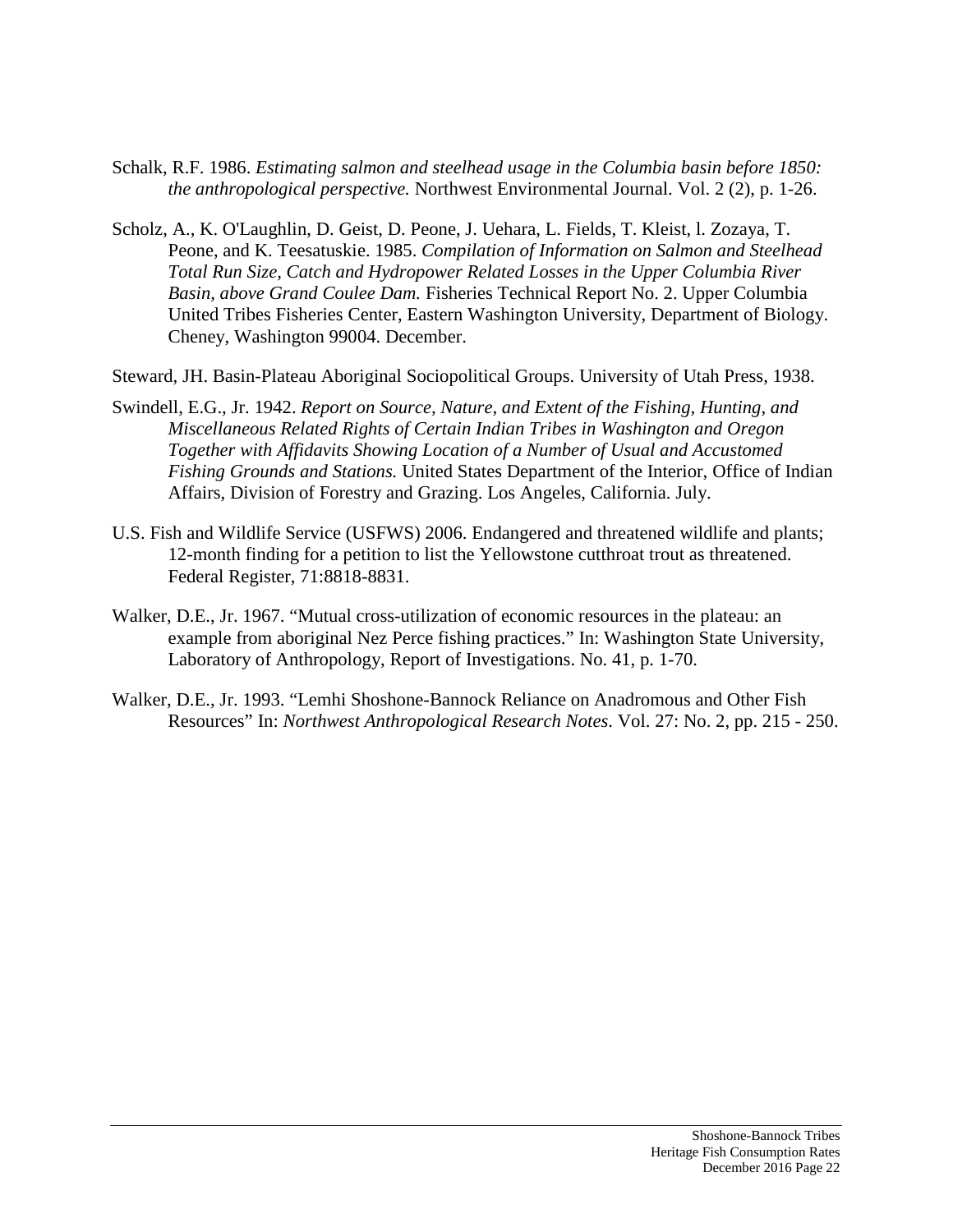Schalk, R.F. 1986. *Estimating salmon and steelhead usage in the Columbia basin before 1850: the anthropological perspective.* Northwest Environmental Journal. Vol. 2 (2), p. 1-26.

Scholz, A., K. O'Laughlin, D. Geist, D. Peone, J. Uehara, L. Fields, T. Kleist, l. Zozaya, T. Peone, and K. Teesatuskie. 1985. *Compilation of Information on Salmon and Steelhead Total Run Size, Catch and Hydropower Related Losses in the Upper Columbia River Basin, above Grand Coulee Dam.* Fisheries Technical Report No. 2. Upper Columbia United Tribes Fisheries Center, Eastern Washington University, Department of Biology. Cheney, Washington 99004. December.

Steward, JH. Basin-Plateau Aboriginal Sociopolitical Groups. University of Utah Press, 1938.

Swindell, E.G., Jr. 1942. *Report on Source, Nature, and Extent of the Fishing, Hunting, and Miscellaneous Related Rights of Certain Indian Tribes in Washington and Oregon Together with Affidavits Showing Location of a Number of Usual and Accustomed Fishing Grounds and Stations.* United States Department of the Interior, Office of Indian Affairs, Division of Forestry and Grazing. Los Angeles, California. July.

U.S. Fish and Wildlife Service (USFWS) 2006. Endangered and threatened wildlife and plants; 12-month finding for a petition to list the Yellowstone cutthroat trout as threatened. Federal Register, 71:8818-8831.

Walker, D.E., Jr. 1967. "Mutual cross-utilization of economic resources in the plateau: an example from aboriginal Nez Perce fishing practices." In: Washington State University, Laboratory of Anthropology, Report of Investigations. No. 41, p. 1-70.

Walker, D.E., Jr. 1993. "Lemhi Shoshone-Bannock Reliance on Anadromous and Other Fish Resources" In: *Northwest Anthropological Research Notes*. Vol. 27: No. 2, pp. 215 - 250.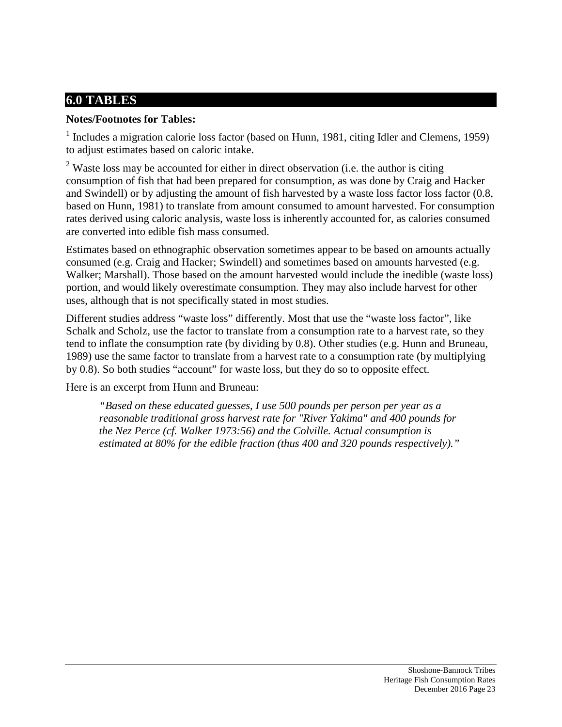## 6.0 TABLES

**Notes/Footnotes for Tables:**

[1] Includes a migration calorie loss factor (based on Hunn, 1981, citing Idler and Clemens, 1959) to adjust estimates based on caloric intake.

[2] Waste loss may be accounted for either in direct observation (i.e. the author is citing consumption of fish that had been prepared for consumption, as was done by Craig and Hacker and Swindell) or by adjusting the amount of fish harvested by a waste loss factor loss factor (0.8, based on Hunn, 1981) to translate from amount consumed to amount harvested. For consumption rates derived using caloric analysis, waste loss is inherently accounted for, as calories consumed are converted into edible fish mass consumed.

Estimates based on ethnographic observation sometimes appear to be based on amounts actually consumed (e.g. Craig and Hacker; Swindell) and sometimes based on amounts harvested (e.g. Walker; Marshall). Those based on the amount harvested would include the inedible (waste loss) portion, and would likely overestimate consumption. They may also include harvest for other uses, although that is not specifically stated in most studies.

Different studies address "waste loss" differently. Most that use the "waste loss factor", like Schalk and Scholz, use the factor to translate from a consumption rate to a harvest rate, so they tend to inflate the consumption rate (by dividing by 0.8). Other studies (e.g. Hunn and Bruneau, 1989) use the same factor to translate from a harvest rate to a consumption rate (by multiplying by 0.8). So both studies "account" for waste loss, but they do so to opposite effect.

Here is an excerpt from Hunn and Bruneau:

> *"Based on these educated guesses, I use 500 pounds per person per year as a reasonable traditional gross harvest rate for "River Yakima" and 400 pounds for the Nez Perce (cf. Walker 1973:56) and the Colville. Actual consumption is estimated at 80% for the edible fraction (thus 400 and 320 pounds respectively)."*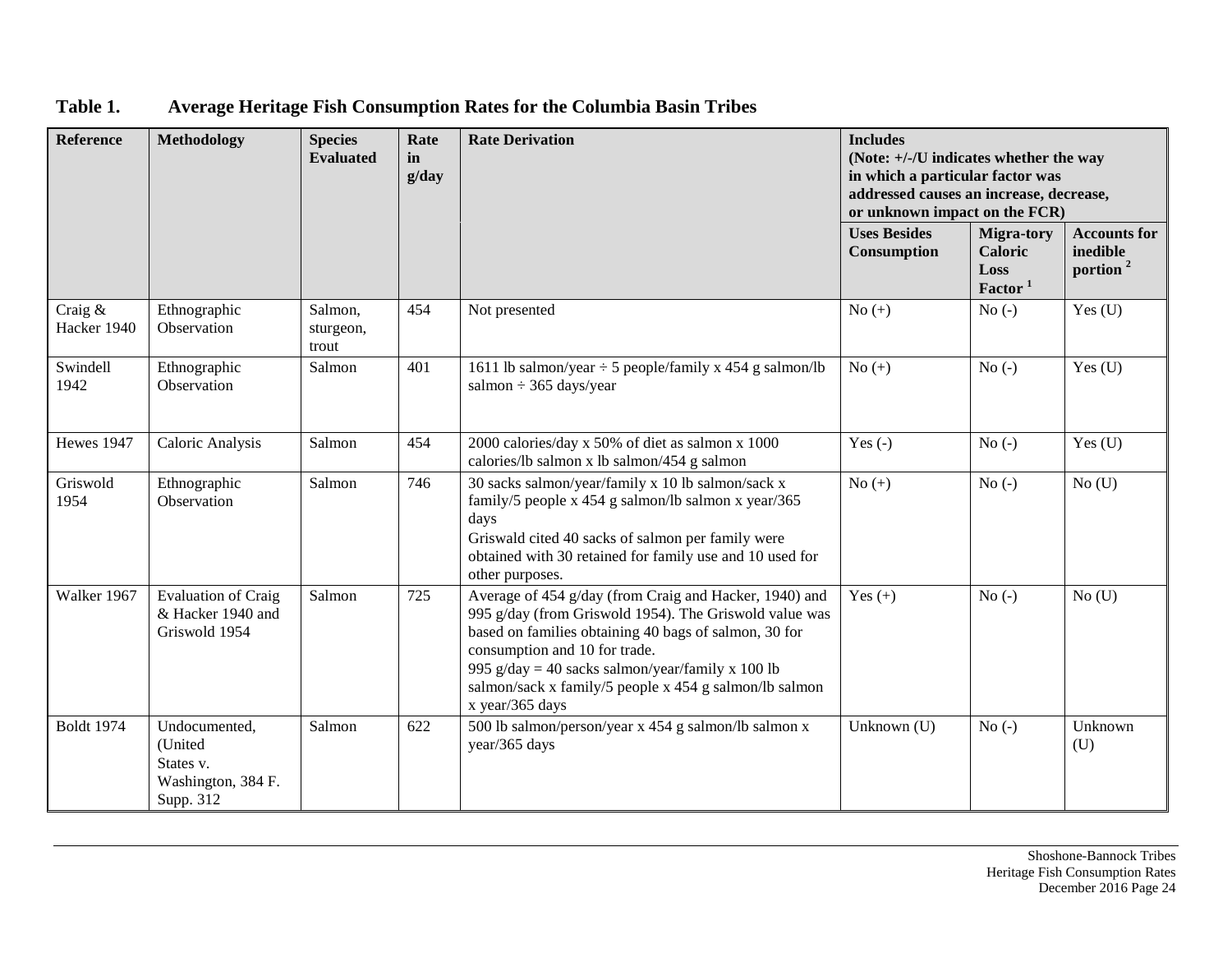**Table 1. Average Heritage Fish Consumption Rates for the Columbia Basin Tribes**

| Reference | Methodology | Species Evaluated | Rate in g/day | Rate Derivation | Includes (Note: +/-/U indicates whether the way in which a particular factor was addressed causes an increase, decrease, or unknown impact on the FCR) | | |
|---|---|---|---|---|---|---|---|
| | | | | | Uses Besides Consumption | Migra-tory Caloric Loss Factor [1] | Accounts for inedible portion [2] |
| Craig & Hacker 1940 | Ethnographic Observation | Salmon, sturgeon, trout | 454 | Not presented | No (+) | No (-) | Yes (U) |
| Swindell 1942 | Ethnographic Observation | Salmon | 401 | 1611 lb salmon/year ÷ 5 people/family x 454 g salmon/lb salmon ÷ 365 days/year | No (+) | No (-) | Yes (U) |
| Hewes 1947 | Caloric Analysis | Salmon | 454 | 2000 calories/day x 50% of diet as salmon x 1000 calories/lb salmon x lb salmon/454 g salmon | Yes (-) | No (-) | Yes (U) |
| Griswold 1954 | Ethnographic Observation | Salmon | 746 | 30 sacks salmon/year/family x 10 lb salmon/sack x family/5 people x 454 g salmon/lb salmon x year/365 days<br>Griswald cited 40 sacks of salmon per family were obtained with 30 retained for family use and 10 used for other purposes. | No (+) | No (-) | No (U) |
| Walker 1967 | Evaluation of Craig & Hacker 1940 and Griswold 1954 | Salmon | 725 | Average of 454 g/day (from Craig and Hacker, 1940) and 995 g/day (from Griswold 1954). The Griswold value was based on families obtaining 40 bags of salmon, 30 for consumption and 10 for trade.<br>995 g/day = 40 sacks salmon/year/family x 100 lb salmon/sack x family/5 people x 454 g salmon/lb salmon x year/365 days | Yes (+) | No (-) | No (U) |
| Boldt 1974 | Undocumented, (United States v. Washington, 384 F. Supp. 312 | Salmon | 622 | 500 lb salmon/person/year x 454 g salmon/lb salmon x year/365 days | Unknown (U) | No (-) | Unknown (U) |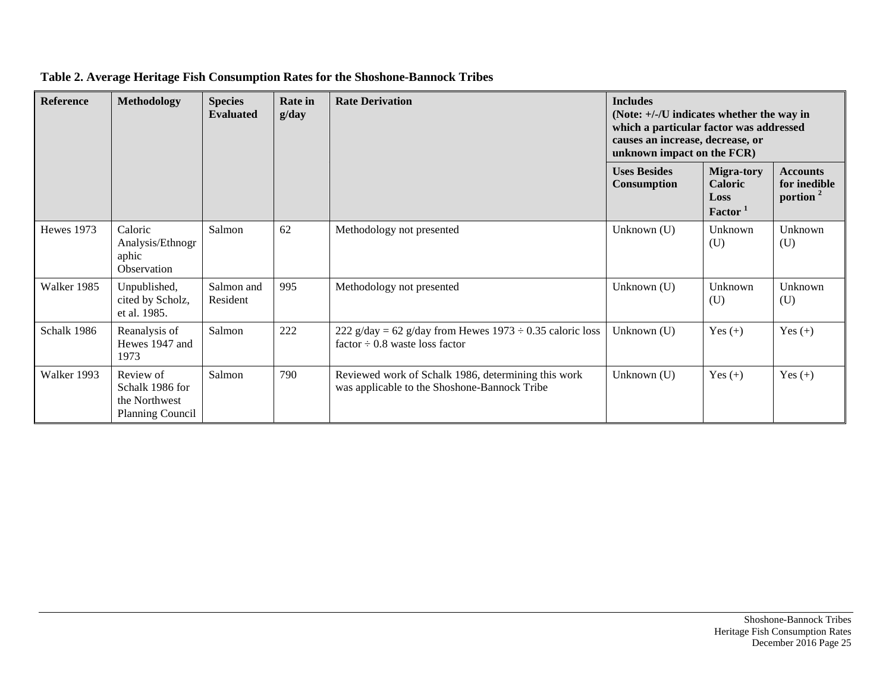**Table 2. Average Heritage Fish Consumption Rates for the Shoshone-Bannock Tribes**

| Reference | Methodology | Species Evaluated | Rate in g/day | Rate Derivation | Includes (Note: +/-/U indicates whether the way in which a particular factor was addressed causes an increase, decrease, or unknown impact on the FCR) | | |
|---|---|---|---|---|---|---|---|
| | | | | | Uses Besides Consumption | Migra-tory Caloric Loss Factor [1] | Accounts for inedible portion [2] |
| Hewes 1973 | Caloric Analysis/Ethnographic Observation | Salmon | 62 | Methodology not presented | Unknown (U) | Unknown (U) | Unknown (U) |
| Walker 1985 | Unpublished, cited by Scholz, et al. 1985. | Salmon and Resident | 995 | Methodology not presented | Unknown (U) | Unknown (U) | Unknown (U) |
| Schalk 1986 | Reanalysis of Hewes 1947 and 1973 | Salmon | 222 | 222 g/day = 62 g/day from Hewes 1973 ÷ 0.35 caloric loss factor ÷ 0.8 waste loss factor | Unknown (U) | Yes (+) | Yes (+) |
| Walker 1993 | Review of Schalk 1986 for the Northwest Planning Council | Salmon | 790 | Reviewed work of Schalk 1986, determining this work was applicable to the Shoshone-Bannock Tribe | Unknown (U) | Yes (+) | Yes (+) |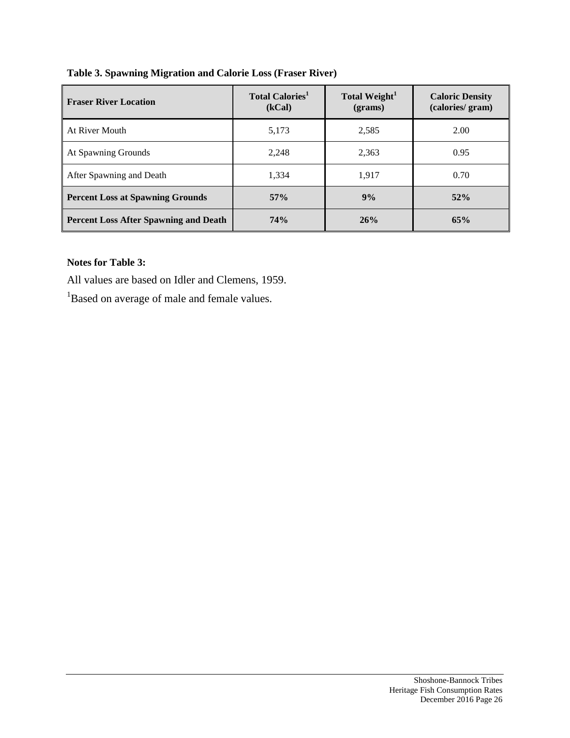**Table 3. Spawning Migration and Calorie Loss (Fraser River)**

| Fraser River Location | Total Calories[1] (kCal) | Total Weight[1] (grams) | Caloric Density (calories/ gram) |
|---|---|---|---|
| At River Mouth | 5,173 | 2,585 | 2.00 |
| At Spawning Grounds | 2,248 | 2,363 | 0.95 |
| After Spawning and Death | 1,334 | 1,917 | 0.70 |
| **Percent Loss at Spawning Grounds** | **57%** | **9%** | **52%** |
| **Percent Loss After Spawning and Death** | **74%** | **26%** | **65%** |

**Notes for Table 3:**

All values are based on Idler and Clemens, 1959.

[1]Based on average of male and female values.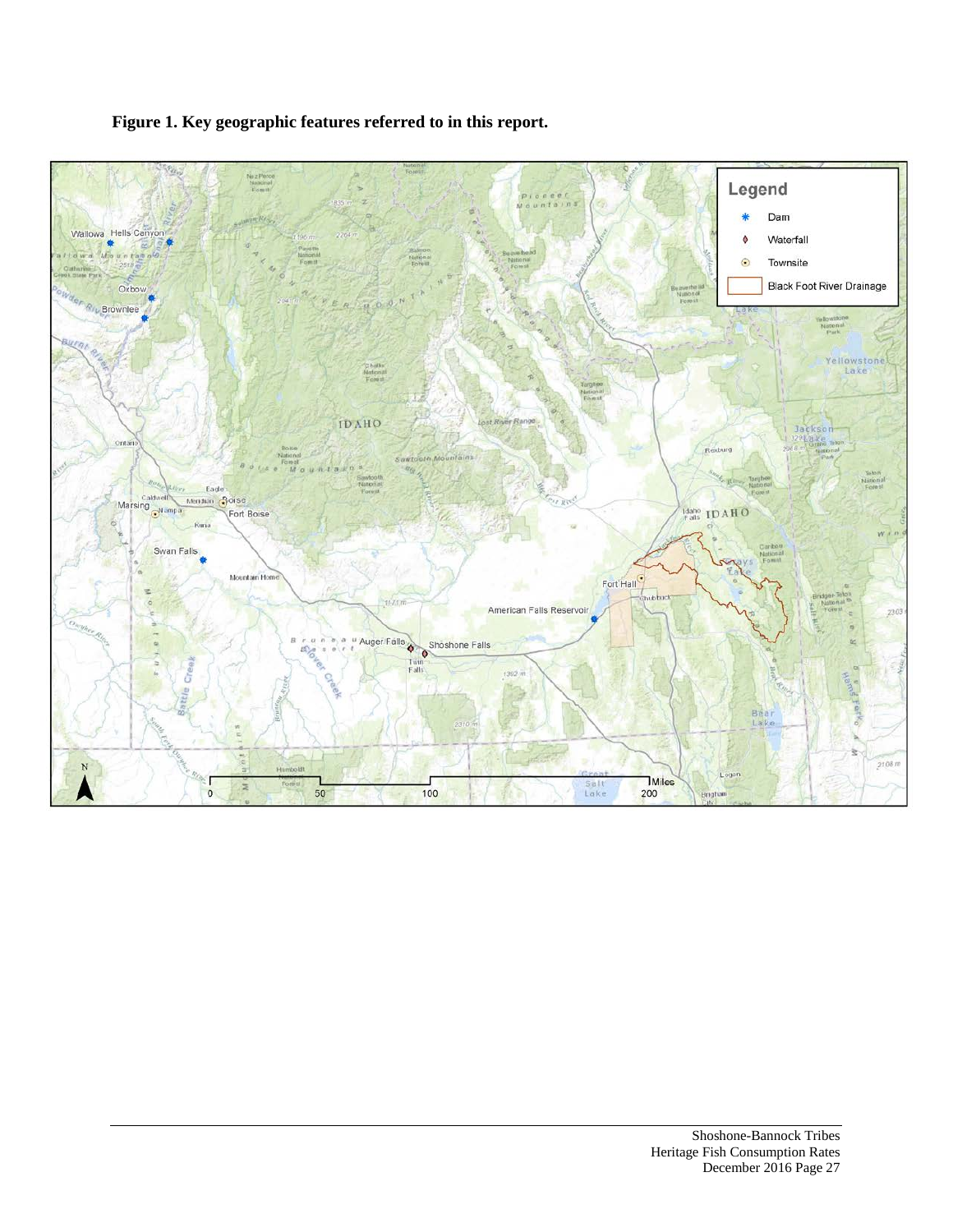**Figure 1. Key geographic features referred to in this report.**

Legend
Dam
Waterfall
Townsite
Black Foot River Drainage

Wallowa
Hells Canyon
Oxbow
Brownlee
Marsing
Boise
Fort Boise
Swan Falls
Fort Hall
American Falls Reservoir
Auger Falls
Shoshone Falls
IDAHO

0 50 100 200 Miles